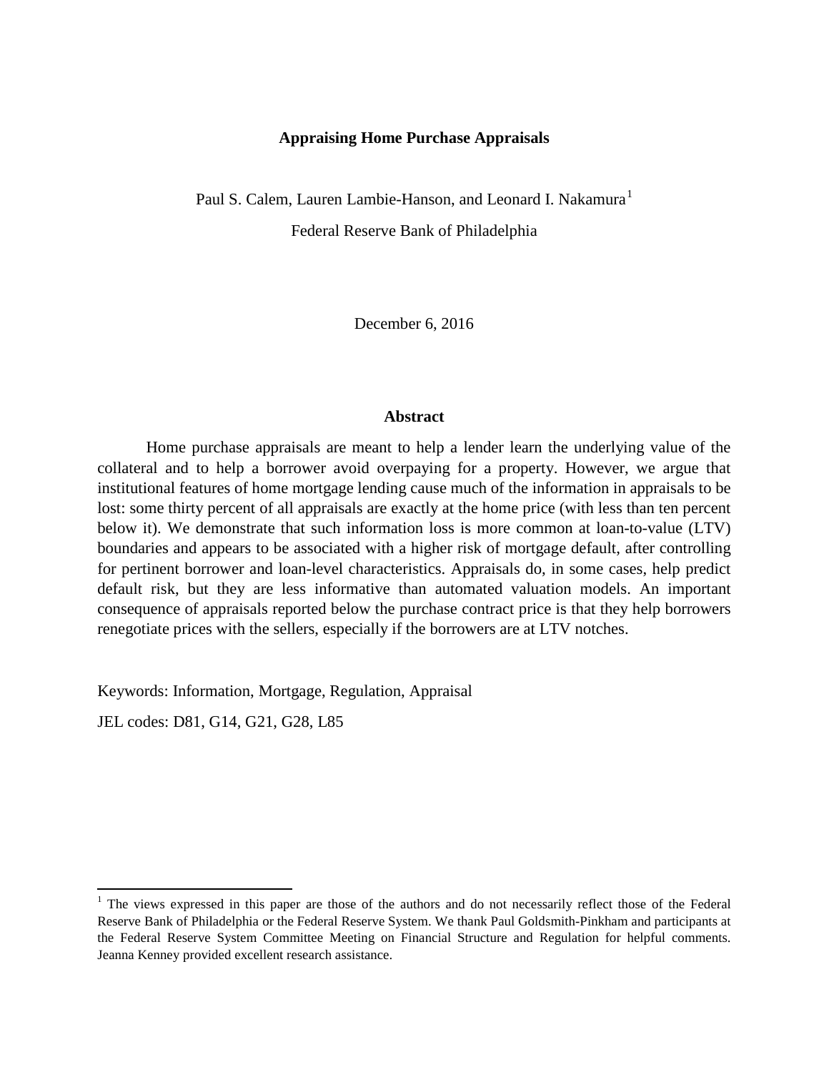# Appraising Home Purchase Appraisals

Paul S. Calem, Lauren Lambie-Hanson, and Leonard I. Nakamura[1]

Federal Reserve Bank of Philadelphia

December 6, 2016

## Abstract

Home purchase appraisals are meant to help a lender learn the underlying value of the collateral and to help a borrower avoid overpaying for a property. However, we argue that institutional features of home mortgage lending cause much of the information in appraisals to be lost: some thirty percent of all appraisals are exactly at the home price (with less than ten percent below it). We demonstrate that such information loss is more common at loan-to-value (LTV) boundaries and appears to be associated with a higher risk of mortgage default, after controlling for pertinent borrower and loan-level characteristics. Appraisals do, in some cases, help predict default risk, but they are less informative than automated valuation models. An important consequence of appraisals reported below the purchase contract price is that they help borrowers renegotiate prices with the sellers, especially if the borrowers are at LTV notches.

Keywords: Information, Mortgage, Regulation, Appraisal

JEL codes: D81, G14, G21, G28, L85

[1] The views expressed in this paper are those of the authors and do not necessarily reflect those of the Federal Reserve Bank of Philadelphia or the Federal Reserve System. We thank Paul Goldsmith-Pinkham and participants at the Federal Reserve System Committee Meeting on Financial Structure and Regulation for helpful comments. Jeanna Kenney provided excellent research assistance.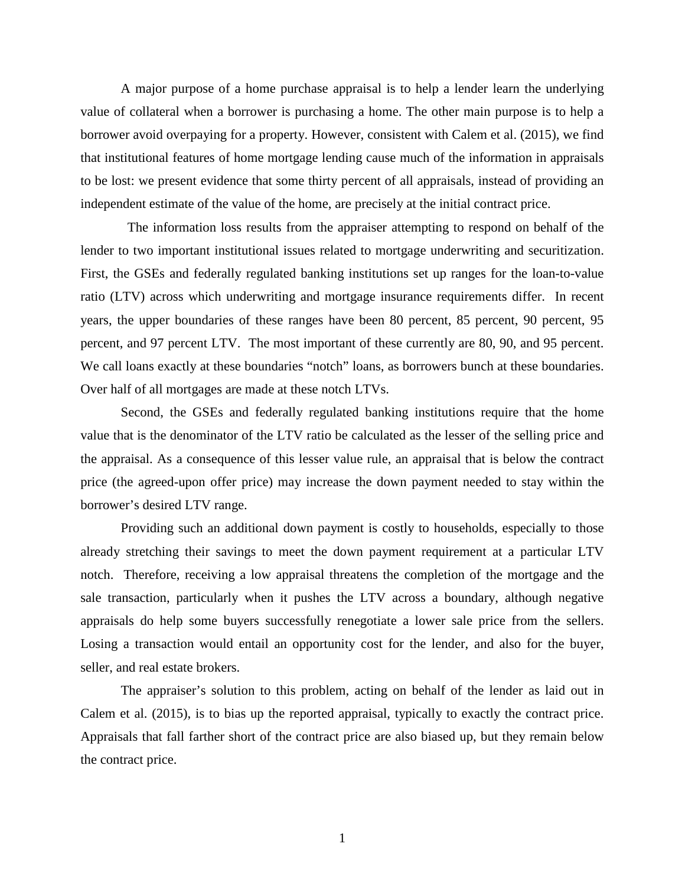A major purpose of a home purchase appraisal is to help a lender learn the underlying value of collateral when a borrower is purchasing a home. The other main purpose is to help a borrower avoid overpaying for a property. However, consistent with Calem et al. (2015), we find that institutional features of home mortgage lending cause much of the information in appraisals to be lost: we present evidence that some thirty percent of all appraisals, instead of providing an independent estimate of the value of the home, are precisely at the initial contract price.

The information loss results from the appraiser attempting to respond on behalf of the lender to two important institutional issues related to mortgage underwriting and securitization. First, the GSEs and federally regulated banking institutions set up ranges for the loan-to-value ratio (LTV) across which underwriting and mortgage insurance requirements differ. In recent years, the upper boundaries of these ranges have been 80 percent, 85 percent, 90 percent, 95 percent, and 97 percent LTV. The most important of these currently are 80, 90, and 95 percent. We call loans exactly at these boundaries "notch" loans, as borrowers bunch at these boundaries. Over half of all mortgages are made at these notch LTVs.

Second, the GSEs and federally regulated banking institutions require that the home value that is the denominator of the LTV ratio be calculated as the lesser of the selling price and the appraisal. As a consequence of this lesser value rule, an appraisal that is below the contract price (the agreed-upon offer price) may increase the down payment needed to stay within the borrower's desired LTV range.

Providing such an additional down payment is costly to households, especially to those already stretching their savings to meet the down payment requirement at a particular LTV notch. Therefore, receiving a low appraisal threatens the completion of the mortgage and the sale transaction, particularly when it pushes the LTV across a boundary, although negative appraisals do help some buyers successfully renegotiate a lower sale price from the sellers. Losing a transaction would entail an opportunity cost for the lender, and also for the buyer, seller, and real estate brokers.

The appraiser's solution to this problem, acting on behalf of the lender as laid out in Calem et al. (2015), is to bias up the reported appraisal, typically to exactly the contract price. Appraisals that fall farther short of the contract price are also biased up, but they remain below the contract price.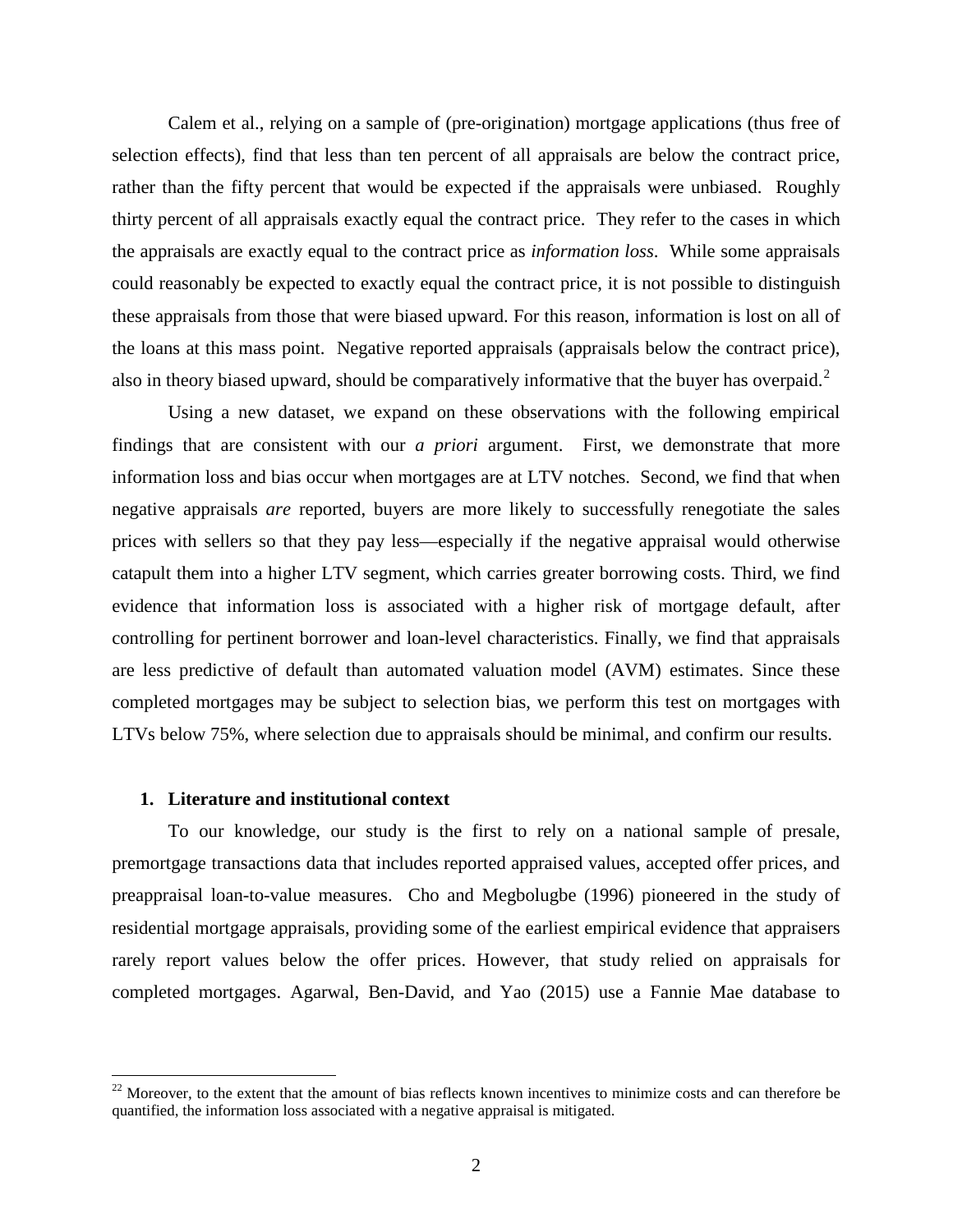Calem et al., relying on a sample of (pre-origination) mortgage applications (thus free of selection effects), find that less than ten percent of all appraisals are below the contract price, rather than the fifty percent that would be expected if the appraisals were unbiased. Roughly thirty percent of all appraisals exactly equal the contract price. They refer to the cases in which the appraisals are exactly equal to the contract price as *information loss*. While some appraisals could reasonably be expected to exactly equal the contract price, it is not possible to distinguish these appraisals from those that were biased upward. For this reason, information is lost on all of the loans at this mass point. Negative reported appraisals (appraisals below the contract price), also in theory biased upward, should be comparatively informative that the buyer has overpaid.[2]

Using a new dataset, we expand on these observations with the following empirical findings that are consistent with our *a priori* argument. First, we demonstrate that more information loss and bias occur when mortgages are at LTV notches. Second, we find that when negative appraisals *are* reported, buyers are more likely to successfully renegotiate the sales prices with sellers so that they pay less—especially if the negative appraisal would otherwise catapult them into a higher LTV segment, which carries greater borrowing costs. Third, we find evidence that information loss is associated with a higher risk of mortgage default, after controlling for pertinent borrower and loan-level characteristics. Finally, we find that appraisals are less predictive of default than automated valuation model (AVM) estimates. Since these completed mortgages may be subject to selection bias, we perform this test on mortgages with LTVs below 75%, where selection due to appraisals should be minimal, and confirm our results.

## 1. Literature and institutional context

To our knowledge, our study is the first to rely on a national sample of presale, premortgage transactions data that includes reported appraised values, accepted offer prices, and preappraisal loan-to-value measures. Cho and Megbolugbe (1996) pioneered in the study of residential mortgage appraisals, providing some of the earliest empirical evidence that appraisers rarely report values below the offer prices. However, that study relied on appraisals for completed mortgages. Agarwal, Ben-David, and Yao (2015) use a Fannie Mae database to

---

[22] Moreover, to the extent that the amount of bias reflects known incentives to minimize costs and can therefore be quantified, the information loss associated with a negative appraisal is mitigated.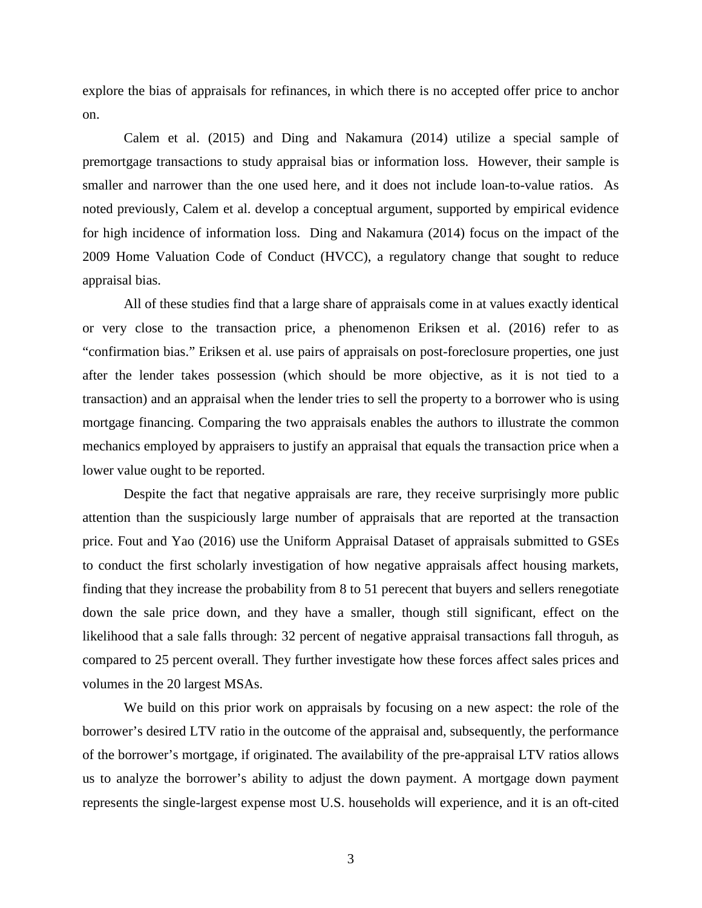explore the bias of appraisals for refinances, in which there is no accepted offer price to anchor on.

Calem et al. (2015) and Ding and Nakamura (2014) utilize a special sample of premortgage transactions to study appraisal bias or information loss. However, their sample is smaller and narrower than the one used here, and it does not include loan-to-value ratios. As noted previously, Calem et al. develop a conceptual argument, supported by empirical evidence for high incidence of information loss. Ding and Nakamura (2014) focus on the impact of the 2009 Home Valuation Code of Conduct (HVCC), a regulatory change that sought to reduce appraisal bias.

All of these studies find that a large share of appraisals come in at values exactly identical or very close to the transaction price, a phenomenon Eriksen et al. (2016) refer to as "confirmation bias." Eriksen et al. use pairs of appraisals on post-foreclosure properties, one just after the lender takes possession (which should be more objective, as it is not tied to a transaction) and an appraisal when the lender tries to sell the property to a borrower who is using mortgage financing. Comparing the two appraisals enables the authors to illustrate the common mechanics employed by appraisers to justify an appraisal that equals the transaction price when a lower value ought to be reported.

Despite the fact that negative appraisals are rare, they receive surprisingly more public attention than the suspiciously large number of appraisals that are reported at the transaction price. Fout and Yao (2016) use the Uniform Appraisal Dataset of appraisals submitted to GSEs to conduct the first scholarly investigation of how negative appraisals affect housing markets, finding that they increase the probability from 8 to 51 perecent that buyers and sellers renegotiate down the sale price down, and they have a smaller, though still significant, effect on the likelihood that a sale falls through: 32 percent of negative appraisal transactions fall throguh, as compared to 25 percent overall. They further investigate how these forces affect sales prices and volumes in the 20 largest MSAs.

We build on this prior work on appraisals by focusing on a new aspect: the role of the borrower's desired LTV ratio in the outcome of the appraisal and, subsequently, the performance of the borrower's mortgage, if originated. The availability of the pre-appraisal LTV ratios allows us to analyze the borrower's ability to adjust the down payment. A mortgage down payment represents the single-largest expense most U.S. households will experience, and it is an oft-cited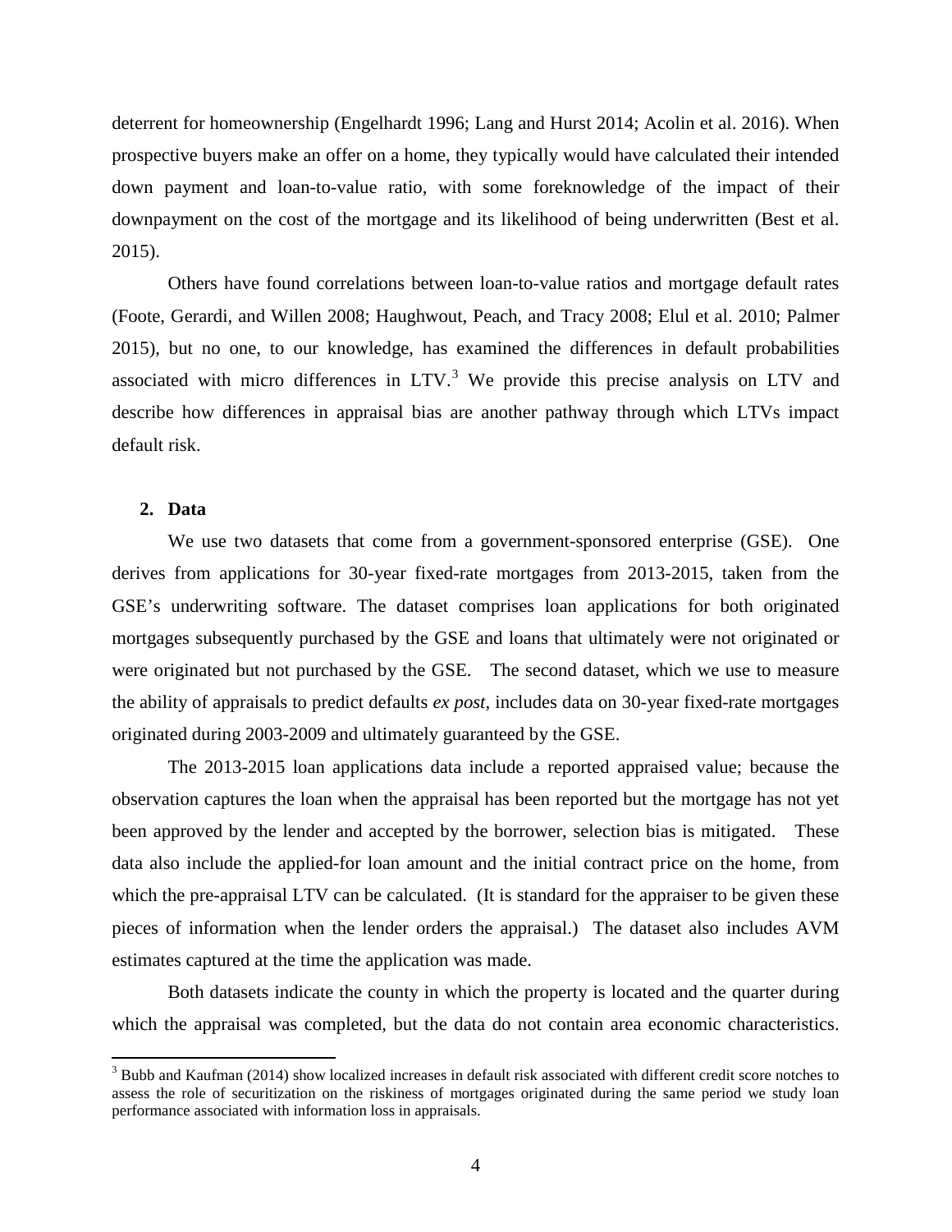deterrent for homeownership (Engelhardt 1996; Lang and Hurst 2014; Acolin et al. 2016). When prospective buyers make an offer on a home, they typically would have calculated their intended down payment and loan-to-value ratio, with some foreknowledge of the impact of their downpayment on the cost of the mortgage and its likelihood of being underwritten (Best et al. 2015).

Others have found correlations between loan-to-value ratios and mortgage default rates (Foote, Gerardi, and Willen 2008; Haughwout, Peach, and Tracy 2008; Elul et al. 2010; Palmer 2015), but no one, to our knowledge, has examined the differences in default probabilities associated with micro differences in LTV.[3] We provide this precise analysis on LTV and describe how differences in appraisal bias are another pathway through which LTVs impact default risk.

## 2. Data

We use two datasets that come from a government-sponsored enterprise (GSE). One derives from applications for 30-year fixed-rate mortgages from 2013-2015, taken from the GSE's underwriting software. The dataset comprises loan applications for both originated mortgages subsequently purchased by the GSE and loans that ultimately were not originated or were originated but not purchased by the GSE. The second dataset, which we use to measure the ability of appraisals to predict defaults *ex post*, includes data on 30-year fixed-rate mortgages originated during 2003-2009 and ultimately guaranteed by the GSE.

The 2013-2015 loan applications data include a reported appraised value; because the observation captures the loan when the appraisal has been reported but the mortgage has not yet been approved by the lender and accepted by the borrower, selection bias is mitigated. These data also include the applied-for loan amount and the initial contract price on the home, from which the pre-appraisal LTV can be calculated. (It is standard for the appraiser to be given these pieces of information when the lender orders the appraisal.) The dataset also includes AVM estimates captured at the time the application was made.

Both datasets indicate the county in which the property is located and the quarter during which the appraisal was completed, but the data do not contain area economic characteristics.

[3] Bubb and Kaufman (2014) show localized increases in default risk associated with different credit score notches to assess the role of securitization on the riskiness of mortgages originated during the same period we study loan performance associated with information loss in appraisals.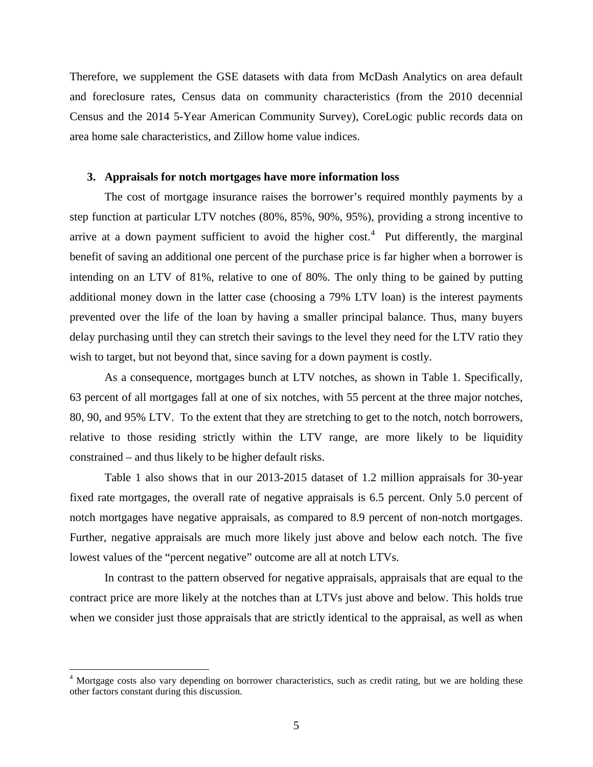Therefore, we supplement the GSE datasets with data from McDash Analytics on area default and foreclosure rates, Census data on community characteristics (from the 2010 decennial Census and the 2014 5-Year American Community Survey), CoreLogic public records data on area home sale characteristics, and Zillow home value indices.

## 3. Appraisals for notch mortgages have more information loss

The cost of mortgage insurance raises the borrower's required monthly payments by a step function at particular LTV notches (80%, 85%, 90%, 95%), providing a strong incentive to arrive at a down payment sufficient to avoid the higher cost.[4] Put differently, the marginal benefit of saving an additional one percent of the purchase price is far higher when a borrower is intending on an LTV of 81%, relative to one of 80%. The only thing to be gained by putting additional money down in the latter case (choosing a 79% LTV loan) is the interest payments prevented over the life of the loan by having a smaller principal balance. Thus, many buyers delay purchasing until they can stretch their savings to the level they need for the LTV ratio they wish to target, but not beyond that, since saving for a down payment is costly.

As a consequence, mortgages bunch at LTV notches, as shown in Table 1. Specifically, 63 percent of all mortgages fall at one of six notches, with 55 percent at the three major notches, 80, 90, and 95% LTV. To the extent that they are stretching to get to the notch, notch borrowers, relative to those residing strictly within the LTV range, are more likely to be liquidity constrained – and thus likely to be higher default risks.

Table 1 also shows that in our 2013-2015 dataset of 1.2 million appraisals for 30-year fixed rate mortgages, the overall rate of negative appraisals is 6.5 percent. Only 5.0 percent of notch mortgages have negative appraisals, as compared to 8.9 percent of non-notch mortgages. Further, negative appraisals are much more likely just above and below each notch. The five lowest values of the "percent negative" outcome are all at notch LTVs.

In contrast to the pattern observed for negative appraisals, appraisals that are equal to the contract price are more likely at the notches than at LTVs just above and below. This holds true when we consider just those appraisals that are strictly identical to the appraisal, as well as when

[4] Mortgage costs also vary depending on borrower characteristics, such as credit rating, but we are holding these other factors constant during this discussion.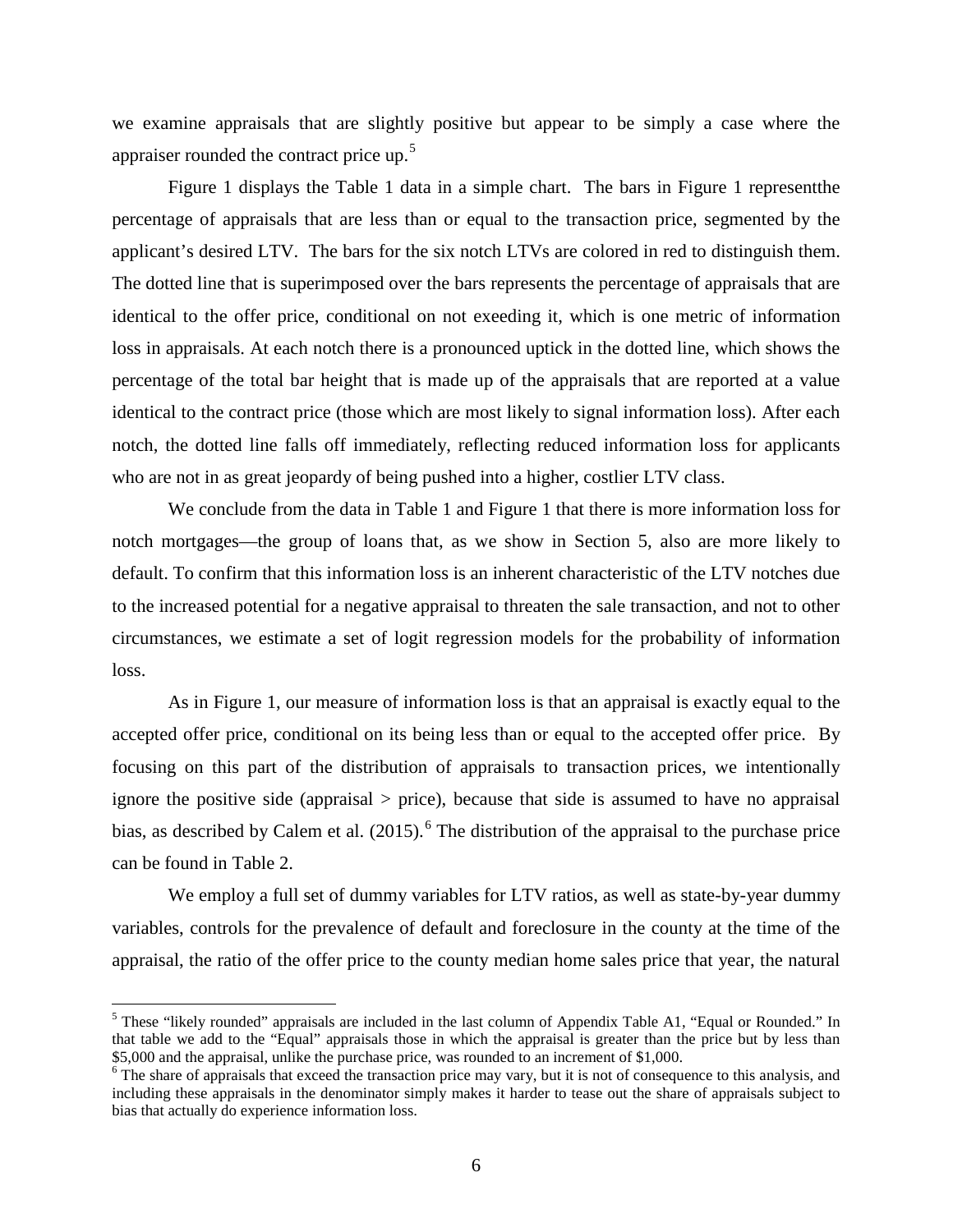we examine appraisals that are slightly positive but appear to be simply a case where the appraiser rounded the contract price up.[5]

Figure 1 displays the Table 1 data in a simple chart. The bars in Figure 1 representthe percentage of appraisals that are less than or equal to the transaction price, segmented by the applicant's desired LTV. The bars for the six notch LTVs are colored in red to distinguish them. The dotted line that is superimposed over the bars represents the percentage of appraisals that are identical to the offer price, conditional on not exeeding it, which is one metric of information loss in appraisals. At each notch there is a pronounced uptick in the dotted line, which shows the percentage of the total bar height that is made up of the appraisals that are reported at a value identical to the contract price (those which are most likely to signal information loss). After each notch, the dotted line falls off immediately, reflecting reduced information loss for applicants who are not in as great jeopardy of being pushed into a higher, costlier LTV class.

We conclude from the data in Table 1 and Figure 1 that there is more information loss for notch mortgages—the group of loans that, as we show in Section 5, also are more likely to default. To confirm that this information loss is an inherent characteristic of the LTV notches due to the increased potential for a negative appraisal to threaten the sale transaction, and not to other circumstances, we estimate a set of logit regression models for the probability of information loss.

As in Figure 1, our measure of information loss is that an appraisal is exactly equal to the accepted offer price, conditional on its being less than or equal to the accepted offer price. By focusing on this part of the distribution of appraisals to transaction prices, we intentionally ignore the positive side (appraisal > price), because that side is assumed to have no appraisal bias, as described by Calem et al. (2015).[6] The distribution of the appraisal to the purchase price can be found in Table 2.

We employ a full set of dummy variables for LTV ratios, as well as state-by-year dummy variables, controls for the prevalence of default and foreclosure in the county at the time of the appraisal, the ratio of the offer price to the county median home sales price that year, the natural

[5] These "likely rounded" appraisals are included in the last column of Appendix Table A1, "Equal or Rounded." In that table we add to the "Equal" appraisals those in which the appraisal is greater than the price but by less than $5,000 and the appraisal, unlike the purchase price, was rounded to an increment of $1,000.

[6] The share of appraisals that exceed the transaction price may vary, but it is not of consequence to this analysis, and including these appraisals in the denominator simply makes it harder to tease out the share of appraisals subject to bias that actually do experience information loss.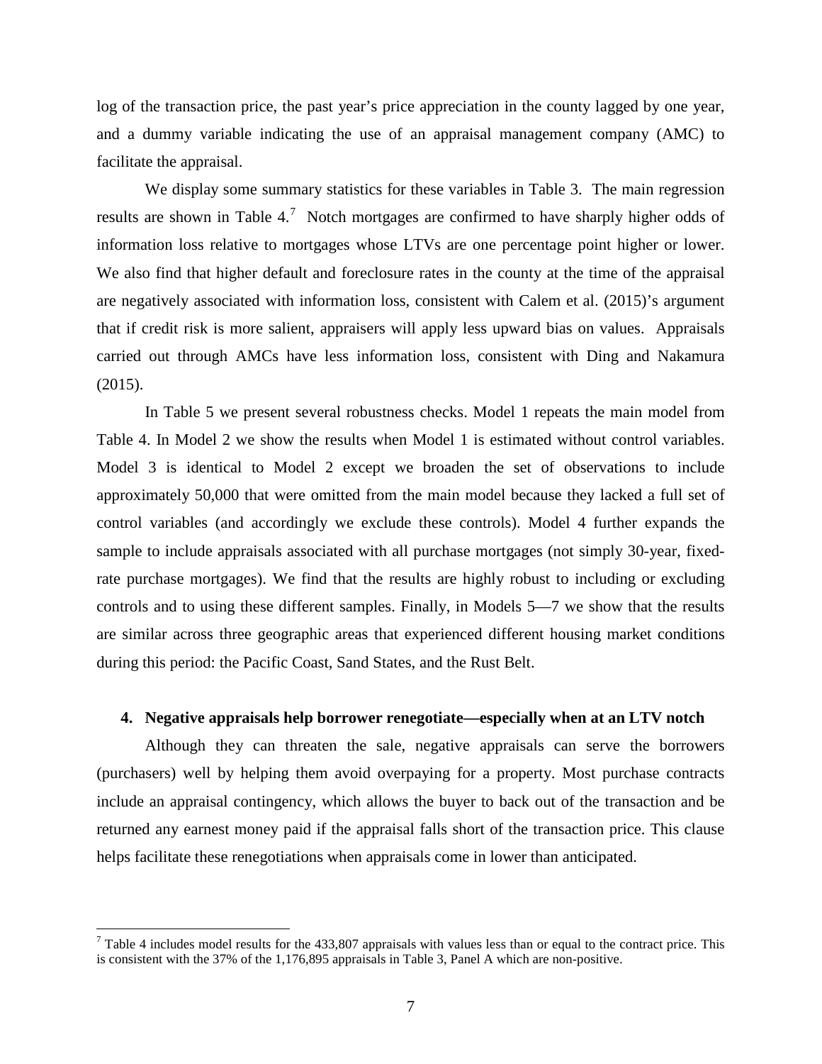log of the transaction price, the past year's price appreciation in the county lagged by one year, and a dummy variable indicating the use of an appraisal management company (AMC) to facilitate the appraisal.

We display some summary statistics for these variables in Table 3. The main regression results are shown in Table 4.[7] Notch mortgages are confirmed to have sharply higher odds of information loss relative to mortgages whose LTVs are one percentage point higher or lower. We also find that higher default and foreclosure rates in the county at the time of the appraisal are negatively associated with information loss, consistent with Calem et al. (2015)'s argument that if credit risk is more salient, appraisers will apply less upward bias on values. Appraisals carried out through AMCs have less information loss, consistent with Ding and Nakamura (2015).

In Table 5 we present several robustness checks. Model 1 repeats the main model from Table 4. In Model 2 we show the results when Model 1 is estimated without control variables. Model 3 is identical to Model 2 except we broaden the set of observations to include approximately 50,000 that were omitted from the main model because they lacked a full set of control variables (and accordingly we exclude these controls). Model 4 further expands the sample to include appraisals associated with all purchase mortgages (not simply 30-year, fixed-rate purchase mortgages). We find that the results are highly robust to including or excluding controls and to using these different samples. Finally, in Models 5—7 we show that the results are similar across three geographic areas that experienced different housing market conditions during this period: the Pacific Coast, Sand States, and the Rust Belt.

## 4. Negative appraisals help borrower renegotiate—especially when at an LTV notch

Although they can threaten the sale, negative appraisals can serve the borrowers (purchasers) well by helping them avoid overpaying for a property. Most purchase contracts include an appraisal contingency, which allows the buyer to back out of the transaction and be returned any earnest money paid if the appraisal falls short of the transaction price. This clause helps facilitate these renegotiations when appraisals come in lower than anticipated.

[7] Table 4 includes model results for the 433,807 appraisals with values less than or equal to the contract price. This is consistent with the 37% of the 1,176,895 appraisals in Table 3, Panel A which are non-positive.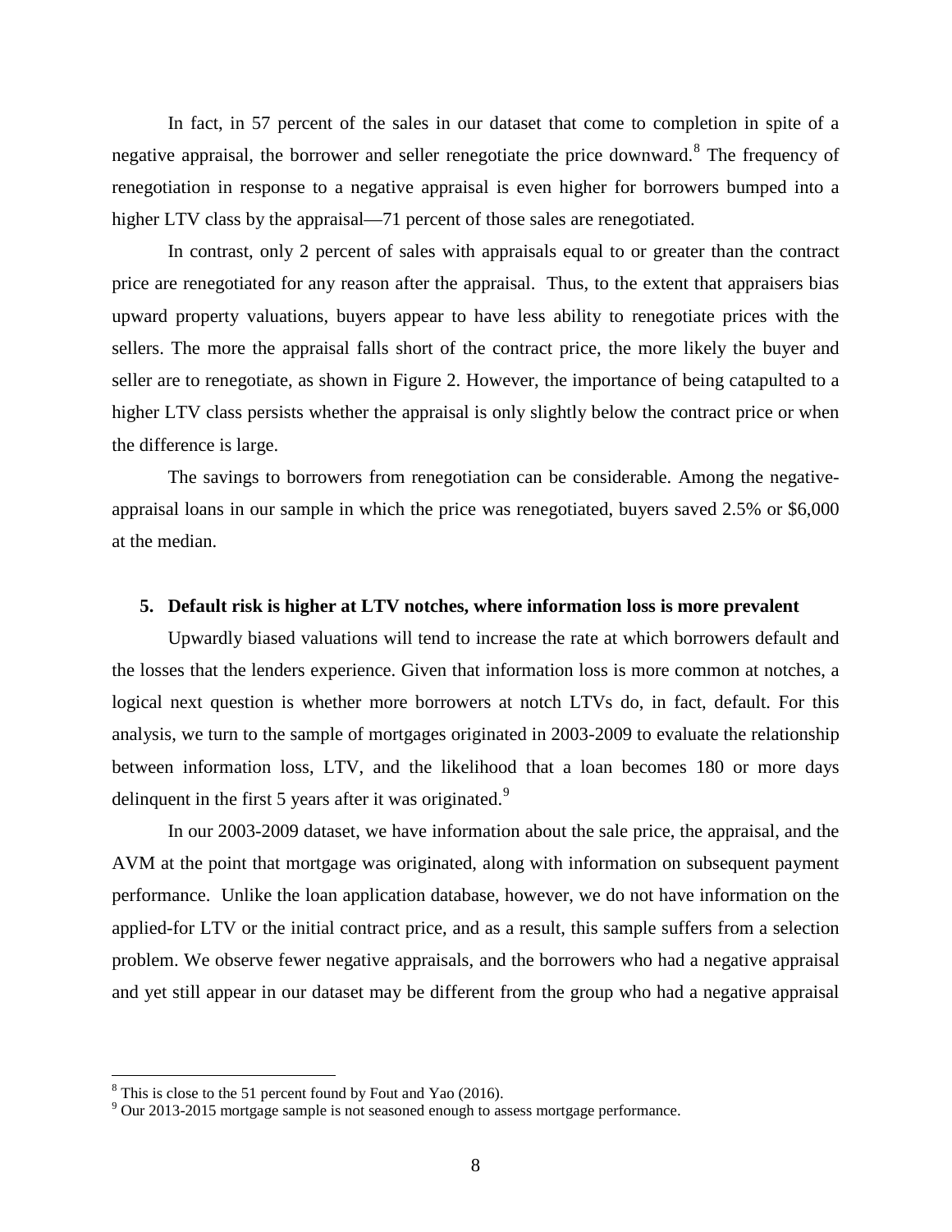In fact, in 57 percent of the sales in our dataset that come to completion in spite of a negative appraisal, the borrower and seller renegotiate the price downward.[8] The frequency of renegotiation in response to a negative appraisal is even higher for borrowers bumped into a higher LTV class by the appraisal—71 percent of those sales are renegotiated.

In contrast, only 2 percent of sales with appraisals equal to or greater than the contract price are renegotiated for any reason after the appraisal. Thus, to the extent that appraisers bias upward property valuations, buyers appear to have less ability to renegotiate prices with the sellers. The more the appraisal falls short of the contract price, the more likely the buyer and seller are to renegotiate, as shown in Figure 2. However, the importance of being catapulted to a higher LTV class persists whether the appraisal is only slightly below the contract price or when the difference is large.

The savings to borrowers from renegotiation can be considerable. Among the negative-appraisal loans in our sample in which the price was renegotiated, buyers saved 2.5% or $6,000 at the median.

## 5. Default risk is higher at LTV notches, where information loss is more prevalent

Upwardly biased valuations will tend to increase the rate at which borrowers default and the losses that the lenders experience. Given that information loss is more common at notches, a logical next question is whether more borrowers at notch LTVs do, in fact, default. For this analysis, we turn to the sample of mortgages originated in 2003-2009 to evaluate the relationship between information loss, LTV, and the likelihood that a loan becomes 180 or more days delinquent in the first 5 years after it was originated.[9]

In our 2003-2009 dataset, we have information about the sale price, the appraisal, and the AVM at the point that mortgage was originated, along with information on subsequent payment performance. Unlike the loan application database, however, we do not have information on the applied-for LTV or the initial contract price, and as a result, this sample suffers from a selection problem. We observe fewer negative appraisals, and the borrowers who had a negative appraisal and yet still appear in our dataset may be different from the group who had a negative appraisal

---

[8] This is close to the 51 percent found by Fout and Yao (2016).

[9] Our 2013-2015 mortgage sample is not seasoned enough to assess mortgage performance.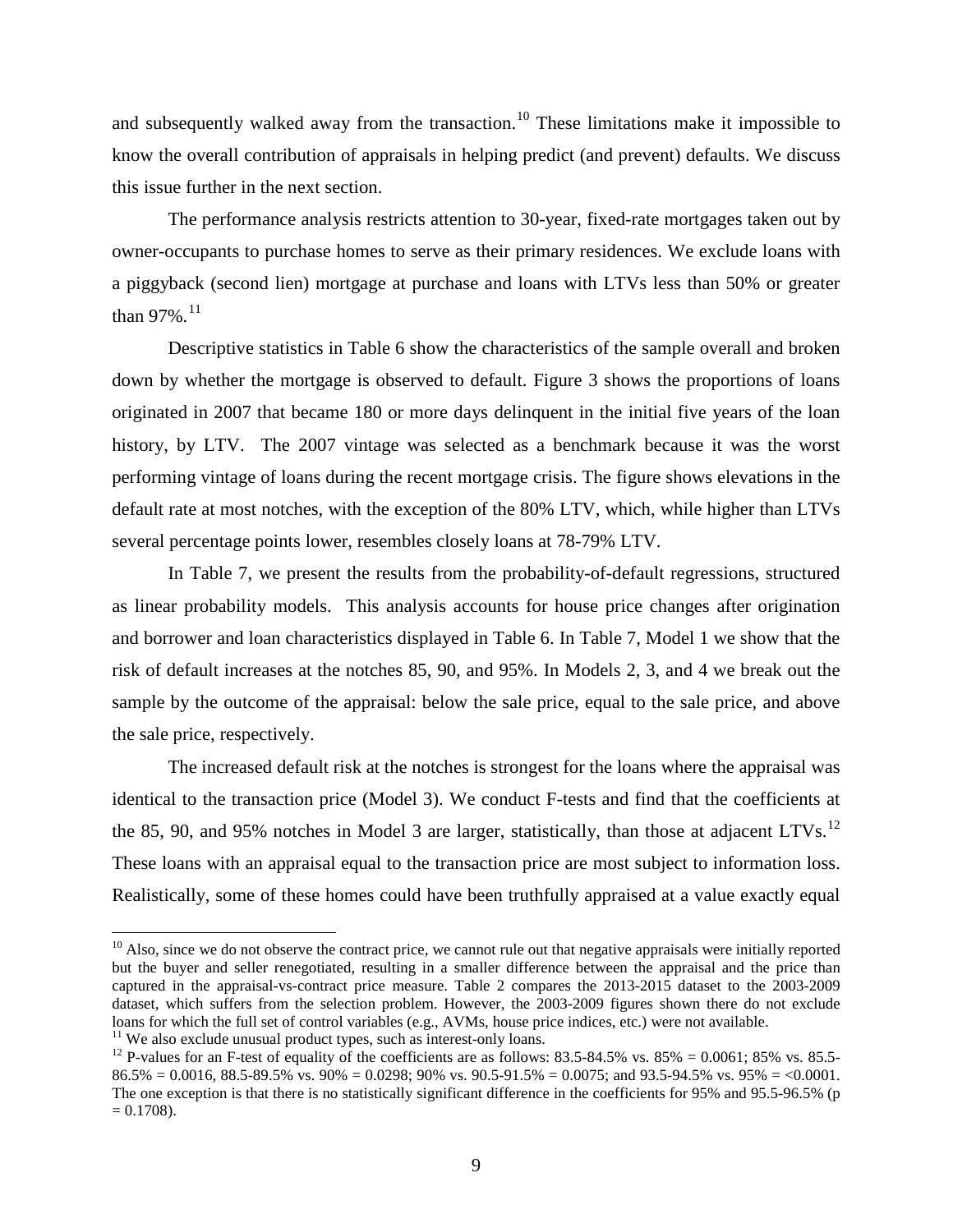and subsequently walked away from the transaction.[10] These limitations make it impossible to know the overall contribution of appraisals in helping predict (and prevent) defaults. We discuss this issue further in the next section.

The performance analysis restricts attention to 30-year, fixed-rate mortgages taken out by owner-occupants to purchase homes to serve as their primary residences. We exclude loans with a piggyback (second lien) mortgage at purchase and loans with LTVs less than 50% or greater than 97%.[11]

Descriptive statistics in Table 6 show the characteristics of the sample overall and broken down by whether the mortgage is observed to default. Figure 3 shows the proportions of loans originated in 2007 that became 180 or more days delinquent in the initial five years of the loan history, by LTV. The 2007 vintage was selected as a benchmark because it was the worst performing vintage of loans during the recent mortgage crisis. The figure shows elevations in the default rate at most notches, with the exception of the 80% LTV, which, while higher than LTVs several percentage points lower, resembles closely loans at 78-79% LTV.

In Table 7, we present the results from the probability-of-default regressions, structured as linear probability models. This analysis accounts for house price changes after origination and borrower and loan characteristics displayed in Table 6. In Table 7, Model 1 we show that the risk of default increases at the notches 85, 90, and 95%. In Models 2, 3, and 4 we break out the sample by the outcome of the appraisal: below the sale price, equal to the sale price, and above the sale price, respectively.

The increased default risk at the notches is strongest for the loans where the appraisal was identical to the transaction price (Model 3). We conduct F-tests and find that the coefficients at the 85, 90, and 95% notches in Model 3 are larger, statistically, than those at adjacent LTVs.[12] These loans with an appraisal equal to the transaction price are most subject to information loss. Realistically, some of these homes could have been truthfully appraised at a value exactly equal

---

[10] Also, since we do not observe the contract price, we cannot rule out that negative appraisals were initially reported but the buyer and seller renegotiated, resulting in a smaller difference between the appraisal and the price than captured in the appraisal-vs-contract price measure. Table 2 compares the 2013-2015 dataset to the 2003-2009 dataset, which suffers from the selection problem. However, the 2003-2009 figures shown there do not exclude loans for which the full set of control variables (e.g., AVMs, house price indices, etc.) were not available.

[11] We also exclude unusual product types, such as interest-only loans.

[12] P-values for an F-test of equality of the coefficients are as follows: 83.5-84.5% vs. 85% = 0.0061; 85% vs. 85.5-86.5% = 0.0016, 88.5-89.5% vs. 90% = 0.0298; 90% vs. 90.5-91.5% = 0.0075; and 93.5-94.5% vs. 95% = <0.0001. The one exception is that there is no statistically significant difference in the coefficients for 95% and 95.5-96.5% (p = 0.1708).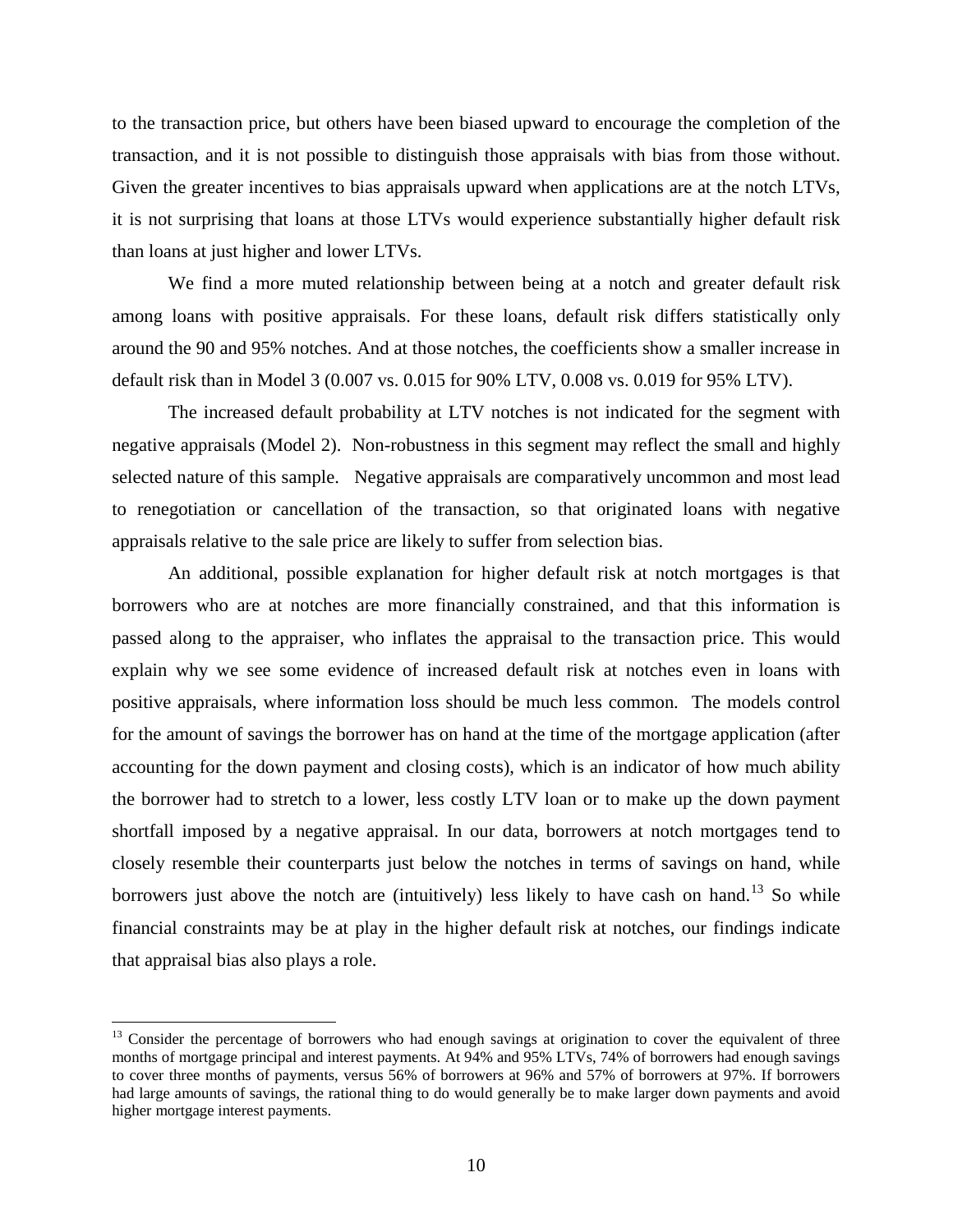to the transaction price, but others have been biased upward to encourage the completion of the transaction, and it is not possible to distinguish those appraisals with bias from those without. Given the greater incentives to bias appraisals upward when applications are at the notch LTVs, it is not surprising that loans at those LTVs would experience substantially higher default risk than loans at just higher and lower LTVs.

We find a more muted relationship between being at a notch and greater default risk among loans with positive appraisals. For these loans, default risk differs statistically only around the 90 and 95% notches. And at those notches, the coefficients show a smaller increase in default risk than in Model 3 (0.007 vs. 0.015 for 90% LTV, 0.008 vs. 0.019 for 95% LTV).

The increased default probability at LTV notches is not indicated for the segment with negative appraisals (Model 2). Non-robustness in this segment may reflect the small and highly selected nature of this sample. Negative appraisals are comparatively uncommon and most lead to renegotiation or cancellation of the transaction, so that originated loans with negative appraisals relative to the sale price are likely to suffer from selection bias.

An additional, possible explanation for higher default risk at notch mortgages is that borrowers who are at notches are more financially constrained, and that this information is passed along to the appraiser, who inflates the appraisal to the transaction price. This would explain why we see some evidence of increased default risk at notches even in loans with positive appraisals, where information loss should be much less common. The models control for the amount of savings the borrower has on hand at the time of the mortgage application (after accounting for the down payment and closing costs), which is an indicator of how much ability the borrower had to stretch to a lower, less costly LTV loan or to make up the down payment shortfall imposed by a negative appraisal. In our data, borrowers at notch mortgages tend to closely resemble their counterparts just below the notches in terms of savings on hand, while borrowers just above the notch are (intuitively) less likely to have cash on hand.[13] So while financial constraints may be at play in the higher default risk at notches, our findings indicate that appraisal bias also plays a role.

[13] Consider the percentage of borrowers who had enough savings at origination to cover the equivalent of three months of mortgage principal and interest payments. At 94% and 95% LTVs, 74% of borrowers had enough savings to cover three months of payments, versus 56% of borrowers at 96% and 57% of borrowers at 97%. If borrowers had large amounts of savings, the rational thing to do would generally be to make larger down payments and avoid higher mortgage interest payments.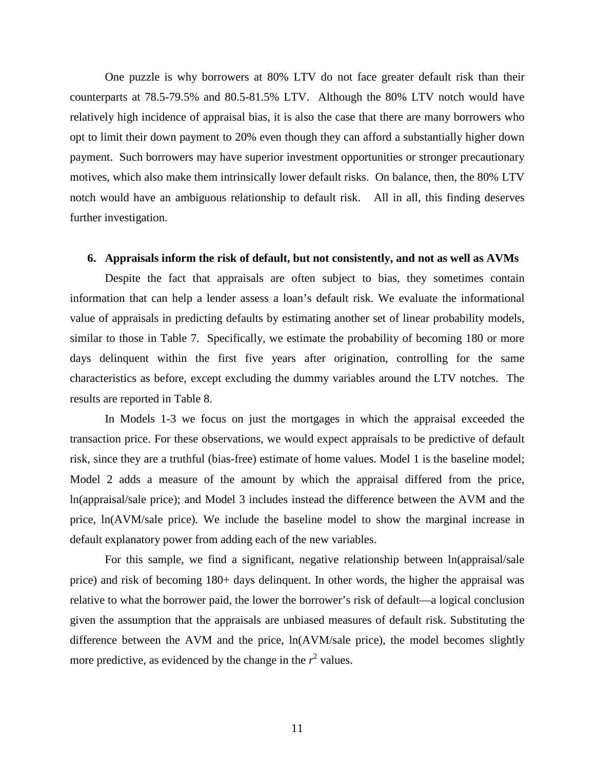One puzzle is why borrowers at 80% LTV do not face greater default risk than their counterparts at 78.5-79.5% and 80.5-81.5% LTV. Although the 80% LTV notch would have relatively high incidence of appraisal bias, it is also the case that there are many borrowers who opt to limit their down payment to 20% even though they can afford a substantially higher down payment. Such borrowers may have superior investment opportunities or stronger precautionary motives, which also make them intrinsically lower default risks. On balance, then, the 80% LTV notch would have an ambiguous relationship to default risk. All in all, this finding deserves further investigation.

## 6. Appraisals inform the risk of default, but not consistently, and not as well as AVMs

Despite the fact that appraisals are often subject to bias, they sometimes contain information that can help a lender assess a loan's default risk. We evaluate the informational value of appraisals in predicting defaults by estimating another set of linear probability models, similar to those in Table 7. Specifically, we estimate the probability of becoming 180 or more days delinquent within the first five years after origination, controlling for the same characteristics as before, except excluding the dummy variables around the LTV notches. The results are reported in Table 8.

In Models 1-3 we focus on just the mortgages in which the appraisal exceeded the transaction price. For these observations, we would expect appraisals to be predictive of default risk, since they are a truthful (bias-free) estimate of home values. Model 1 is the baseline model; Model 2 adds a measure of the amount by which the appraisal differed from the price, ln(appraisal/sale price); and Model 3 includes instead the difference between the AVM and the price, ln(AVM/sale price). We include the baseline model to show the marginal increase in default explanatory power from adding each of the new variables.

For this sample, we find a significant, negative relationship between ln(appraisal/sale price) and risk of becoming 180+ days delinquent. In other words, the higher the appraisal was relative to what the borrower paid, the lower the borrower's risk of default—a logical conclusion given the assumption that the appraisals are unbiased measures of default risk. Substituting the difference between the AVM and the price, ln(AVM/sale price), the model becomes slightly more predictive, as evidenced by the change in the $r^2$ values.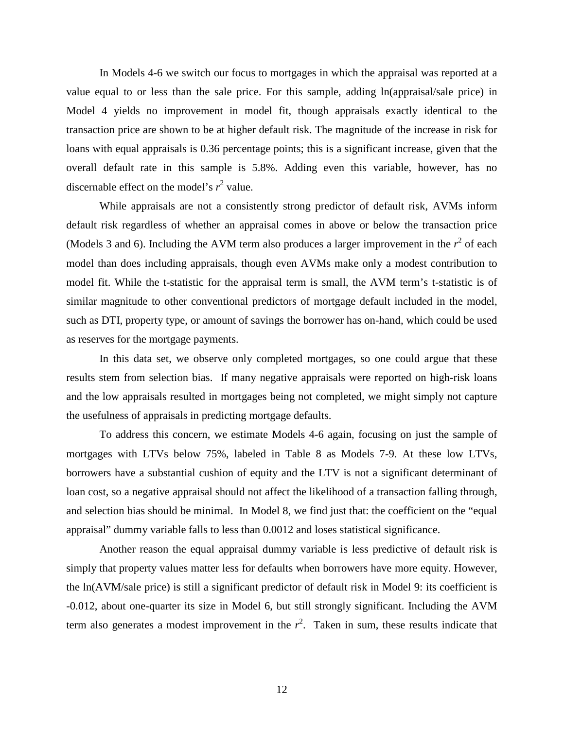In Models 4-6 we switch our focus to mortgages in which the appraisal was reported at a value equal to or less than the sale price. For this sample, adding ln(appraisal/sale price) in Model 4 yields no improvement in model fit, though appraisals exactly identical to the transaction price are shown to be at higher default risk. The magnitude of the increase in risk for loans with equal appraisals is 0.36 percentage points; this is a significant increase, given that the overall default rate in this sample is 5.8%. Adding even this variable, however, has no discernable effect on the model's $r^2$ value.

While appraisals are not a consistently strong predictor of default risk, AVMs inform default risk regardless of whether an appraisal comes in above or below the transaction price (Models 3 and 6). Including the AVM term also produces a larger improvement in the $r^2$ of each model than does including appraisals, though even AVMs make only a modest contribution to model fit. While the t-statistic for the appraisal term is small, the AVM term's t-statistic is of similar magnitude to other conventional predictors of mortgage default included in the model, such as DTI, property type, or amount of savings the borrower has on-hand, which could be used as reserves for the mortgage payments.

In this data set, we observe only completed mortgages, so one could argue that these results stem from selection bias. If many negative appraisals were reported on high-risk loans and the low appraisals resulted in mortgages being not completed, we might simply not capture the usefulness of appraisals in predicting mortgage defaults.

To address this concern, we estimate Models 4-6 again, focusing on just the sample of mortgages with LTVs below 75%, labeled in Table 8 as Models 7-9. At these low LTVs, borrowers have a substantial cushion of equity and the LTV is not a significant determinant of loan cost, so a negative appraisal should not affect the likelihood of a transaction falling through, and selection bias should be minimal. In Model 8, we find just that: the coefficient on the "equal appraisal" dummy variable falls to less than 0.0012 and loses statistical significance.

Another reason the equal appraisal dummy variable is less predictive of default risk is simply that property values matter less for defaults when borrowers have more equity. However, the ln(AVM/sale price) is still a significant predictor of default risk in Model 9: its coefficient is -0.012, about one-quarter its size in Model 6, but still strongly significant. Including the AVM term also generates a modest improvement in the $r^2$. Taken in sum, these results indicate that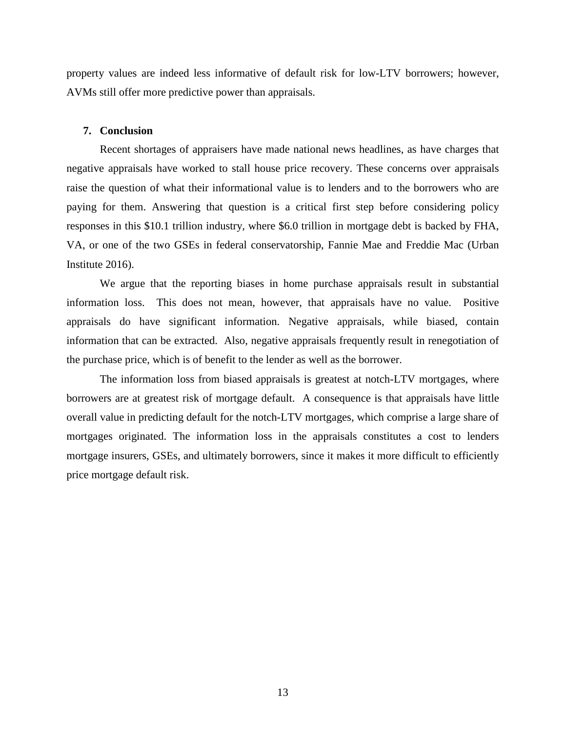property values are indeed less informative of default risk for low-LTV borrowers; however, AVMs still offer more predictive power than appraisals.

## 7. Conclusion

Recent shortages of appraisers have made national news headlines, as have charges that negative appraisals have worked to stall house price recovery. These concerns over appraisals raise the question of what their informational value is to lenders and to the borrowers who are paying for them. Answering that question is a critical first step before considering policy responses in this $10.1 trillion industry, where $6.0 trillion in mortgage debt is backed by FHA, VA, or one of the two GSEs in federal conservatorship, Fannie Mae and Freddie Mac (Urban Institute 2016).

We argue that the reporting biases in home purchase appraisals result in substantial information loss. This does not mean, however, that appraisals have no value. Positive appraisals do have significant information. Negative appraisals, while biased, contain information that can be extracted. Also, negative appraisals frequently result in renegotiation of the purchase price, which is of benefit to the lender as well as the borrower.

The information loss from biased appraisals is greatest at notch-LTV mortgages, where borrowers are at greatest risk of mortgage default. A consequence is that appraisals have little overall value in predicting default for the notch-LTV mortgages, which comprise a large share of mortgages originated. The information loss in the appraisals constitutes a cost to lenders mortgage insurers, GSEs, and ultimately borrowers, since it makes it more difficult to efficiently price mortgage default risk.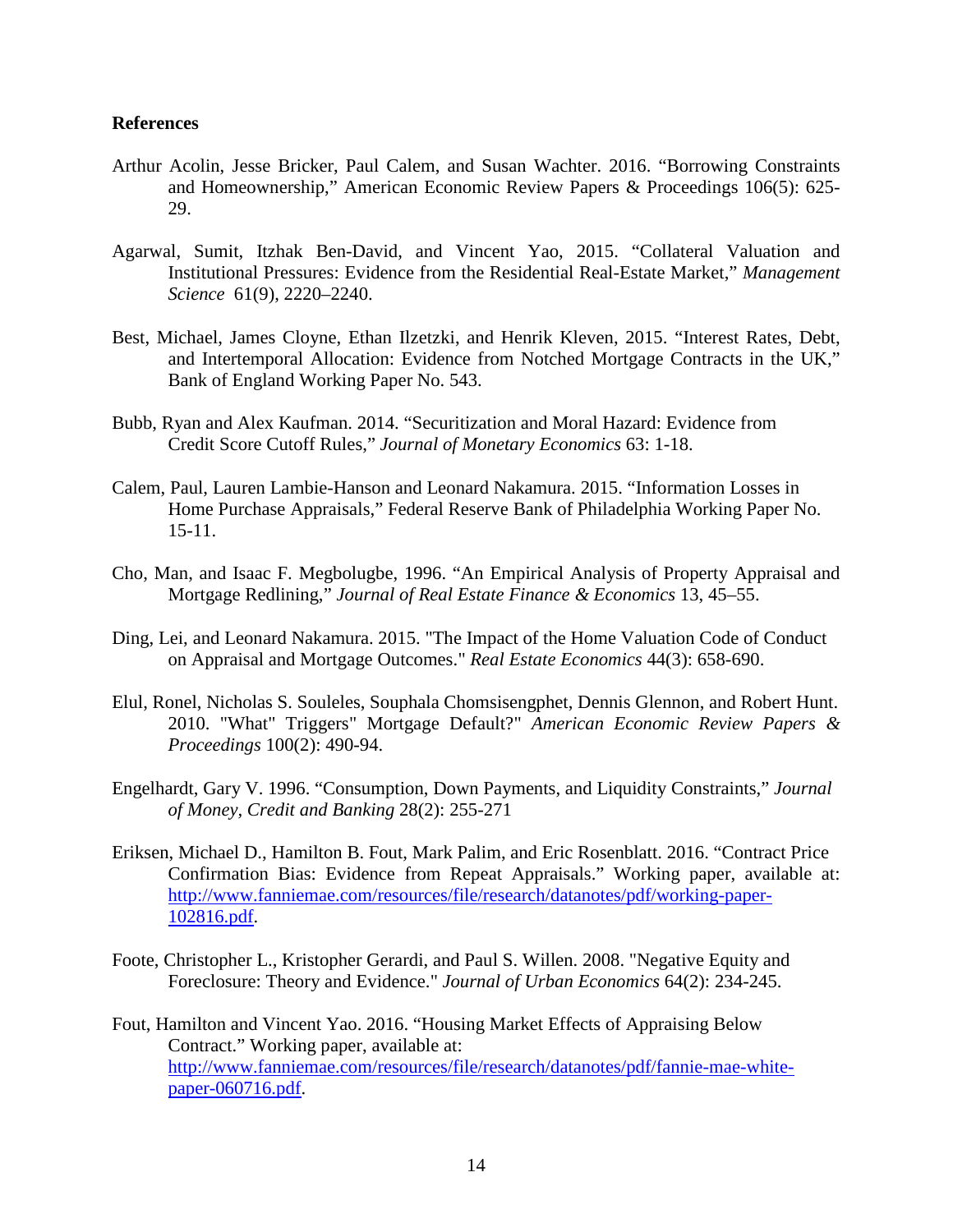**References**

Arthur Acolin, Jesse Bricker, Paul Calem, and Susan Wachter. 2016. "Borrowing Constraints and Homeownership," American Economic Review Papers & Proceedings 106(5): 625-29.

Agarwal, Sumit, Itzhak Ben-David, and Vincent Yao, 2015. "Collateral Valuation and Institutional Pressures: Evidence from the Residential Real-Estate Market," *Management Science* 61(9), 2220–2240.

Best, Michael, James Cloyne, Ethan Ilzetzki, and Henrik Kleven, 2015. "Interest Rates, Debt, and Intertemporal Allocation: Evidence from Notched Mortgage Contracts in the UK," Bank of England Working Paper No. 543.

Bubb, Ryan and Alex Kaufman. 2014. "Securitization and Moral Hazard: Evidence from Credit Score Cutoff Rules," *Journal of Monetary Economics* 63: 1-18.

Calem, Paul, Lauren Lambie-Hanson and Leonard Nakamura. 2015. "Information Losses in Home Purchase Appraisals," Federal Reserve Bank of Philadelphia Working Paper No. 15-11.

Cho, Man, and Isaac F. Megbolugbe, 1996. "An Empirical Analysis of Property Appraisal and Mortgage Redlining," *Journal of Real Estate Finance & Economics* 13, 45–55.

Ding, Lei, and Leonard Nakamura. 2015. "The Impact of the Home Valuation Code of Conduct on Appraisal and Mortgage Outcomes." *Real Estate Economics* 44(3): 658-690.

Elul, Ronel, Nicholas S. Souleles, Souphala Chomsisengphet, Dennis Glennon, and Robert Hunt. 2010. "What" Triggers" Mortgage Default?" *American Economic Review Papers & Proceedings* 100(2): 490-94.

Engelhardt, Gary V. 1996. "Consumption, Down Payments, and Liquidity Constraints," *Journal of Money, Credit and Banking* 28(2): 255-271

Eriksen, Michael D., Hamilton B. Fout, Mark Palim, and Eric Rosenblatt. 2016. "Contract Price Confirmation Bias: Evidence from Repeat Appraisals." Working paper, available at: http://www.fanniemae.com/resources/file/research/datanotes/pdf/working-paper-102816.pdf.

Foote, Christopher L., Kristopher Gerardi, and Paul S. Willen. 2008. "Negative Equity and Foreclosure: Theory and Evidence." *Journal of Urban Economics* 64(2): 234-245.

Fout, Hamilton and Vincent Yao. 2016. "Housing Market Effects of Appraising Below Contract." Working paper, available at: http://www.fanniemae.com/resources/file/research/datanotes/pdf/fannie-mae-white-paper-060716.pdf.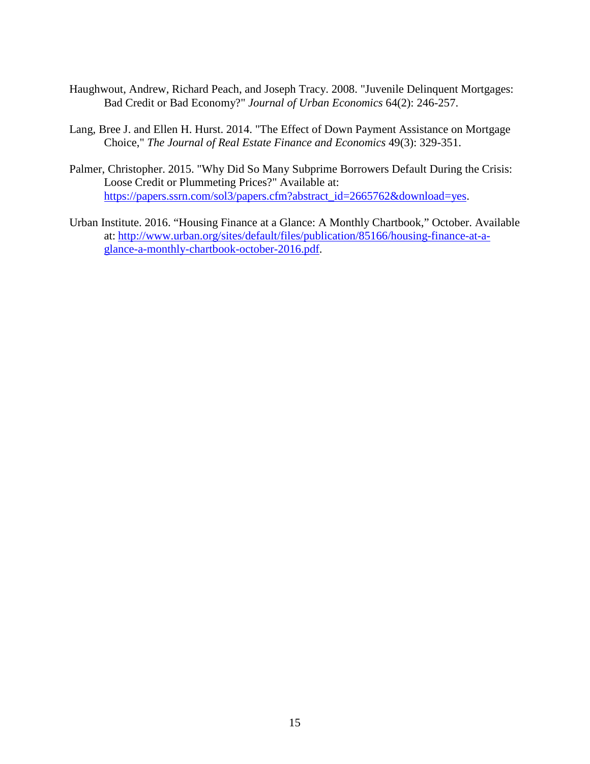Haughwout, Andrew, Richard Peach, and Joseph Tracy. 2008. "Juvenile Delinquent Mortgages: Bad Credit or Bad Economy?" *Journal of Urban Economics* 64(2): 246-257.

Lang, Bree J. and Ellen H. Hurst. 2014. "The Effect of Down Payment Assistance on Mortgage Choice," *The Journal of Real Estate Finance and Economics* 49(3): 329-351.

Palmer, Christopher. 2015. "Why Did So Many Subprime Borrowers Default During the Crisis: Loose Credit or Plummeting Prices?" Available at: https://papers.ssrn.com/sol3/papers.cfm?abstract_id=2665762&download=yes.

Urban Institute. 2016. "Housing Finance at a Glance: A Monthly Chartbook," October. Available at: http://www.urban.org/sites/default/files/publication/85166/housing-finance-at-a-glance-a-monthly-chartbook-october-2016.pdf.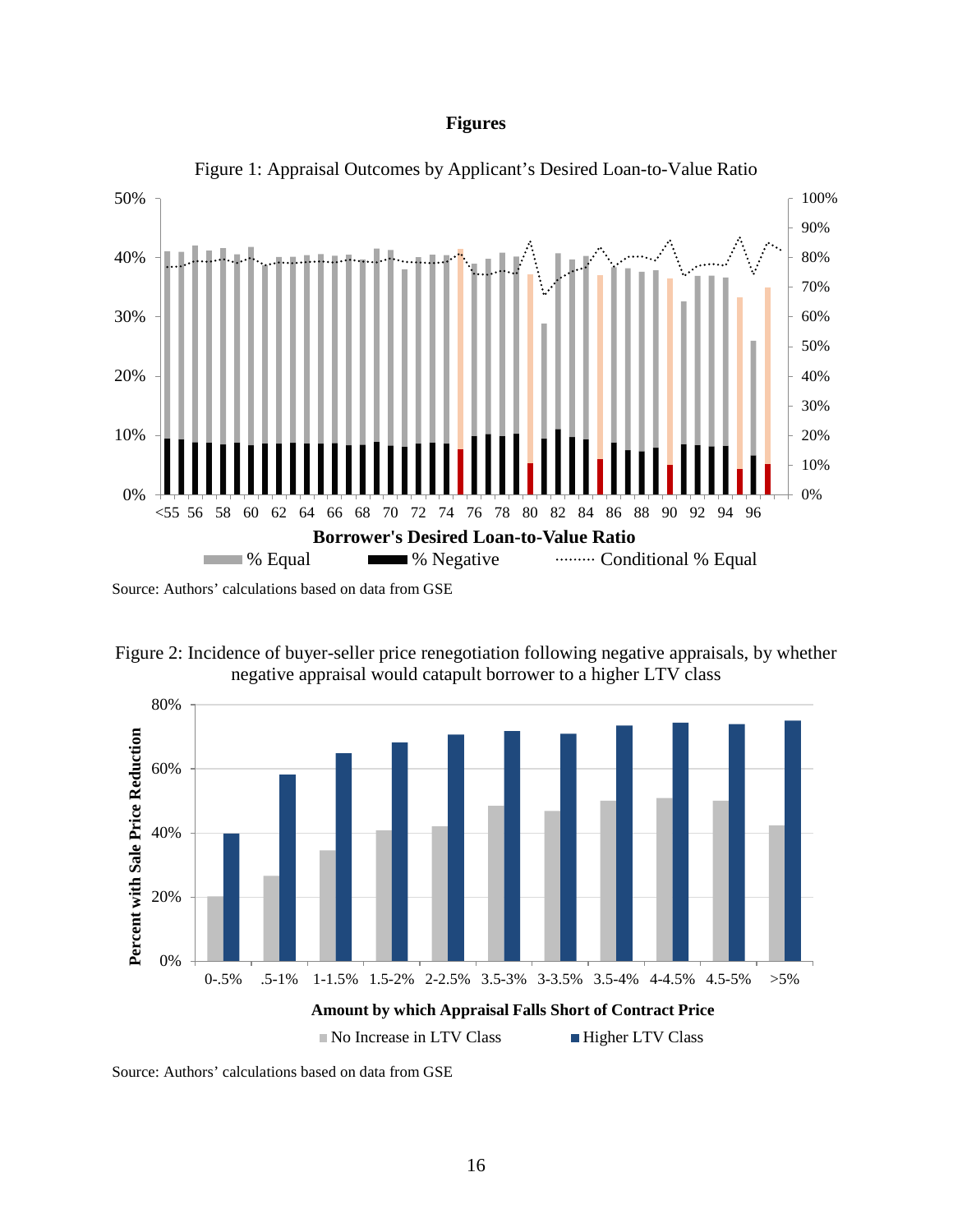# Figures

Figure 1: Appraisal Outcomes by Applicant's Desired Loan-to-Value Ratio

Source: Authors' calculations based on data from GSE

Figure 2: Incidence of buyer-seller price renegotiation following negative appraisals, by whether negative appraisal would catapult borrower to a higher LTV class

Source: Authors' calculations based on data from GSE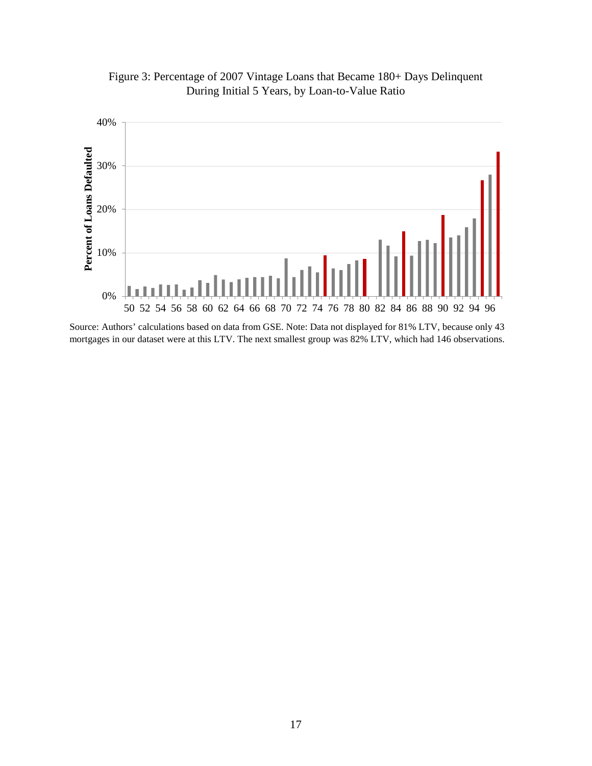Figure 3: Percentage of 2007 Vintage Loans that Became 180+ Days Delinquent During Initial 5 Years, by Loan-to-Value Ratio

Source: Authors' calculations based on data from GSE. Note: Data not displayed for 81% LTV, because only 43 mortgages in our dataset were at this LTV. The next smallest group was 82% LTV, which had 146 observations.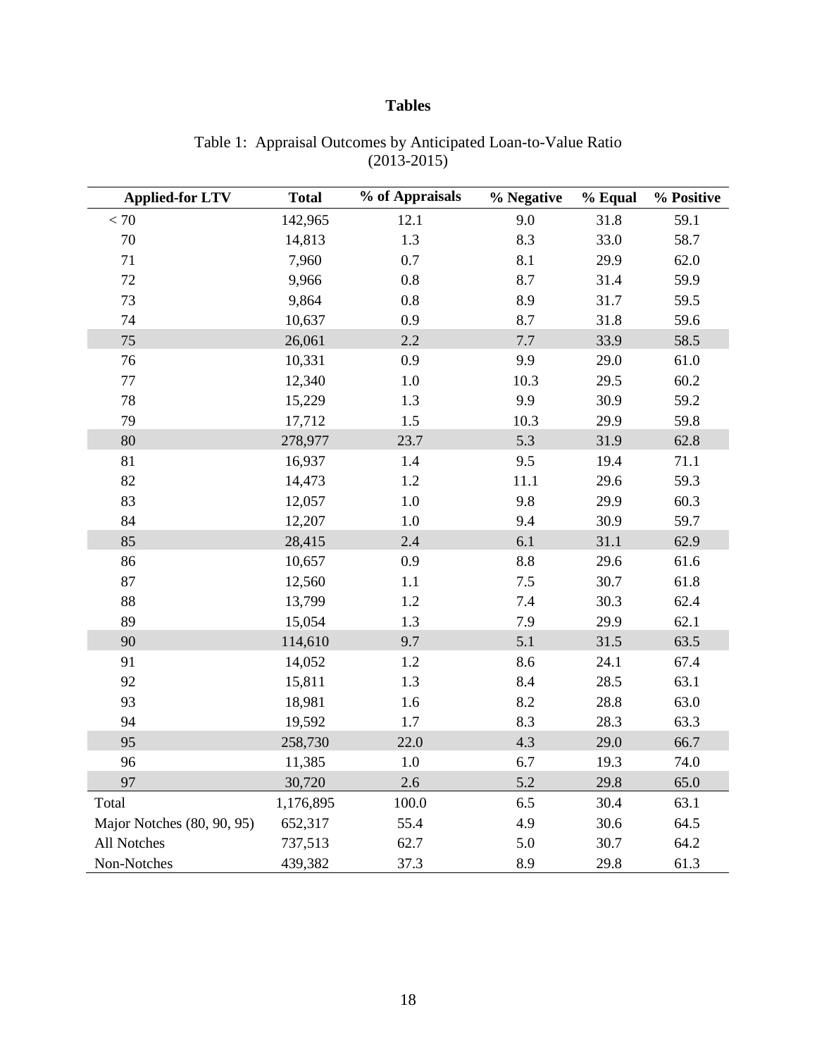# Tables

Table 1: Appraisal Outcomes by Anticipated Loan-to-Value Ratio (2013-2015)

| Applied-for LTV | Total | % of Appraisals | % Negative | % Equal | % Positive |
|---|---|---|---|---|---|
| < 70 | 142,965 | 12.1 | 9.0 | 31.8 | 59.1 |
| 70 | 14,813 | 1.3 | 8.3 | 33.0 | 58.7 |
| 71 | 7,960 | 0.7 | 8.1 | 29.9 | 62.0 |
| 72 | 9,966 | 0.8 | 8.7 | 31.4 | 59.9 |
| 73 | 9,864 | 0.8 | 8.9 | 31.7 | 59.5 |
| 74 | 10,637 | 0.9 | 8.7 | 31.8 | 59.6 |
| 75 | 26,061 | 2.2 | 7.7 | 33.9 | 58.5 |
| 76 | 10,331 | 0.9 | 9.9 | 29.0 | 61.0 |
| 77 | 12,340 | 1.0 | 10.3 | 29.5 | 60.2 |
| 78 | 15,229 | 1.3 | 9.9 | 30.9 | 59.2 |
| 79 | 17,712 | 1.5 | 10.3 | 29.9 | 59.8 |
| 80 | 278,977 | 23.7 | 5.3 | 31.9 | 62.8 |
| 81 | 16,937 | 1.4 | 9.5 | 19.4 | 71.1 |
| 82 | 14,473 | 1.2 | 11.1 | 29.6 | 59.3 |
| 83 | 12,057 | 1.0 | 9.8 | 29.9 | 60.3 |
| 84 | 12,207 | 1.0 | 9.4 | 30.9 | 59.7 |
| 85 | 28,415 | 2.4 | 6.1 | 31.1 | 62.9 |
| 86 | 10,657 | 0.9 | 8.8 | 29.6 | 61.6 |
| 87 | 12,560 | 1.1 | 7.5 | 30.7 | 61.8 |
| 88 | 13,799 | 1.2 | 7.4 | 30.3 | 62.4 |
| 89 | 15,054 | 1.3 | 7.9 | 29.9 | 62.1 |
| 90 | 114,610 | 9.7 | 5.1 | 31.5 | 63.5 |
| 91 | 14,052 | 1.2 | 8.6 | 24.1 | 67.4 |
| 92 | 15,811 | 1.3 | 8.4 | 28.5 | 63.1 |
| 93 | 18,981 | 1.6 | 8.2 | 28.8 | 63.0 |
| 94 | 19,592 | 1.7 | 8.3 | 28.3 | 63.3 |
| 95 | 258,730 | 22.0 | 4.3 | 29.0 | 66.7 |
| 96 | 11,385 | 1.0 | 6.7 | 19.3 | 74.0 |
| 97 | 30,720 | 2.6 | 5.2 | 29.8 | 65.0 |
| Total | 1,176,895 | 100.0 | 6.5 | 30.4 | 63.1 |
| Major Notches (80, 90, 95) | 652,317 | 55.4 | 4.9 | 30.6 | 64.5 |
| All Notches | 737,513 | 62.7 | 5.0 | 30.7 | 64.2 |
| Non-Notches | 439,382 | 37.3 | 8.9 | 29.8 | 61.3 |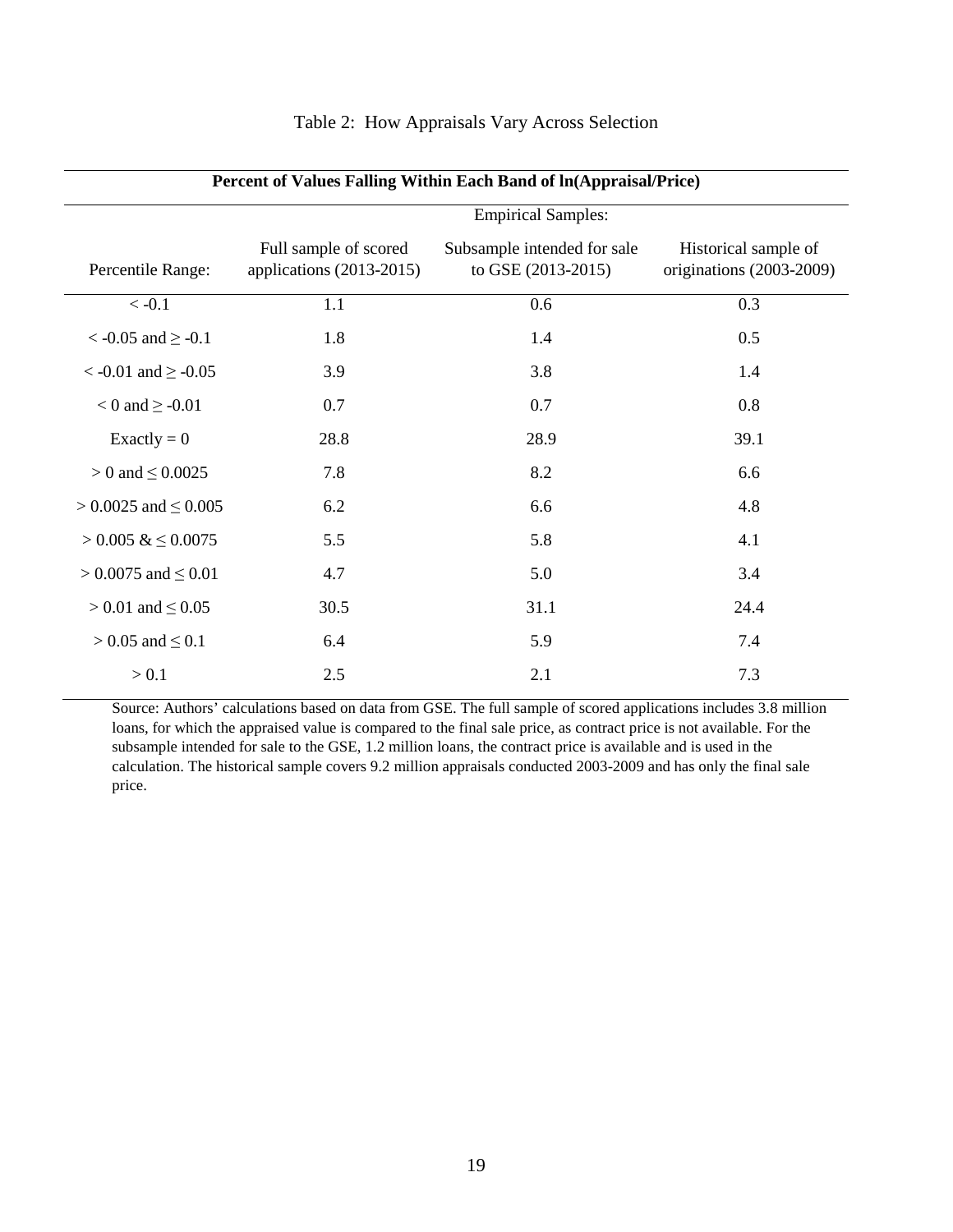Table 2: How Appraisals Vary Across Selection

| **Percent of Values Falling Within Each Band of ln(Appraisal/Price)** | | | |
|---|---|---|---|
| | Empirical Samples: | | |
| Percentile Range: | Full sample of scored applications (2013-2015) | Subsample intended for sale to GSE (2013-2015) | Historical sample of originations (2003-2009) |
| < -0.1 | 1.1 | 0.6 | 0.3 |
| < -0.05 and ≥ -0.1 | 1.8 | 1.4 | 0.5 |
| < -0.01 and ≥ -0.05 | 3.9 | 3.8 | 1.4 |
| < 0 and ≥ -0.01 | 0.7 | 0.7 | 0.8 |
| Exactly = 0 | 28.8 | 28.9 | 39.1 |
| > 0 and ≤ 0.0025 | 7.8 | 8.2 | 6.6 |
| > 0.0025 and ≤ 0.005 | 6.2 | 6.6 | 4.8 |
| > 0.005 & ≤ 0.0075 | 5.5 | 5.8 | 4.1 |
| > 0.0075 and ≤ 0.01 | 4.7 | 5.0 | 3.4 |
| > 0.01 and ≤ 0.05 | 30.5 | 31.1 | 24.4 |
| > 0.05 and ≤ 0.1 | 6.4 | 5.9 | 7.4 |
| > 0.1 | 2.5 | 2.1 | 7.3 |

Source: Authors' calculations based on data from GSE. The full sample of scored applications includes 3.8 million loans, for which the appraised value is compared to the final sale price, as contract price is not available. For the subsample intended for sale to the GSE, 1.2 million loans, the contract price is available and is used in the calculation. The historical sample covers 9.2 million appraisals conducted 2003-2009 and has only the final sale price.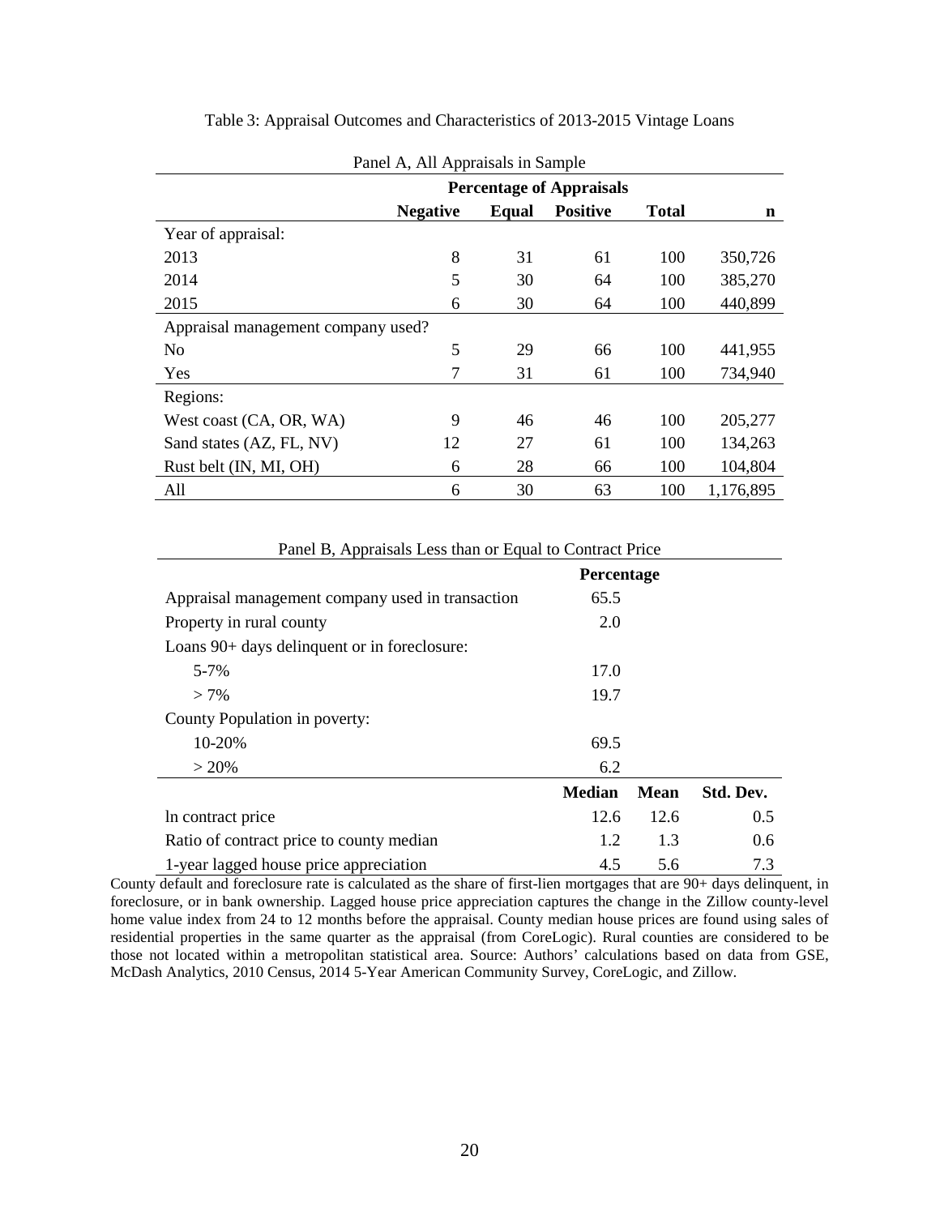Table 3: Appraisal Outcomes and Characteristics of 2013-2015 Vintage Loans

Panel A, All Appraisals in Sample

| | Percentage of Appraisals | | | | |
|---|---|---|---|---|---|
| | **Negative** | **Equal** | **Positive** | **Total** | **n** |
| Year of appraisal: | | | | | |
| 2013 | 8 | 31 | 61 | 100 | 350,726 |
| 2014 | 5 | 30 | 64 | 100 | 385,270 |
| 2015 | 6 | 30 | 64 | 100 | 440,899 |
| Appraisal management company used? | | | | | |
| No | 5 | 29 | 66 | 100 | 441,955 |
| Yes | 7 | 31 | 61 | 100 | 734,940 |
| Regions: | | | | | |
| West coast (CA, OR, WA) | 9 | 46 | 46 | 100 | 205,277 |
| Sand states (AZ, FL, NV) | 12 | 27 | 61 | 100 | 134,263 |
| Rust belt (IN, MI, OH) | 6 | 28 | 66 | 100 | 104,804 |
| All | 6 | 30 | 63 | 100 | 1,176,895 |

Panel B, Appraisals Less than or Equal to Contract Price

| | **Percentage** | | |
|---|---|---|---|
| Appraisal management company used in transaction | 65.5 | | |
| Property in rural county | 2.0 | | |
| Loans 90+ days delinquent or in foreclosure: | | | |
| 5-7% | 17.0 | | |
| > 7% | 19.7 | | |
| County Population in poverty: | | | |
| 10-20% | 69.5 | | |
| > 20% | 6.2 | | |
| | **Median** | **Mean** | **Std. Dev.** |
| ln contract price | 12.6 | 12.6 | 0.5 |
| Ratio of contract price to county median | 1.2 | 1.3 | 0.6 |
| 1-year lagged house price appreciation | 4.5 | 5.6 | 7.3 |

County default and foreclosure rate is calculated as the share of first-lien mortgages that are 90+ days delinquent, in foreclosure, or in bank ownership. Lagged house price appreciation captures the change in the Zillow county-level home value index from 24 to 12 months before the appraisal. County median house prices are found using sales of residential properties in the same quarter as the appraisal (from CoreLogic). Rural counties are considered to be those not located within a metropolitan statistical area. Source: Authors' calculations based on data from GSE, McDash Analytics, 2010 Census, 2014 5-Year American Community Survey, CoreLogic, and Zillow.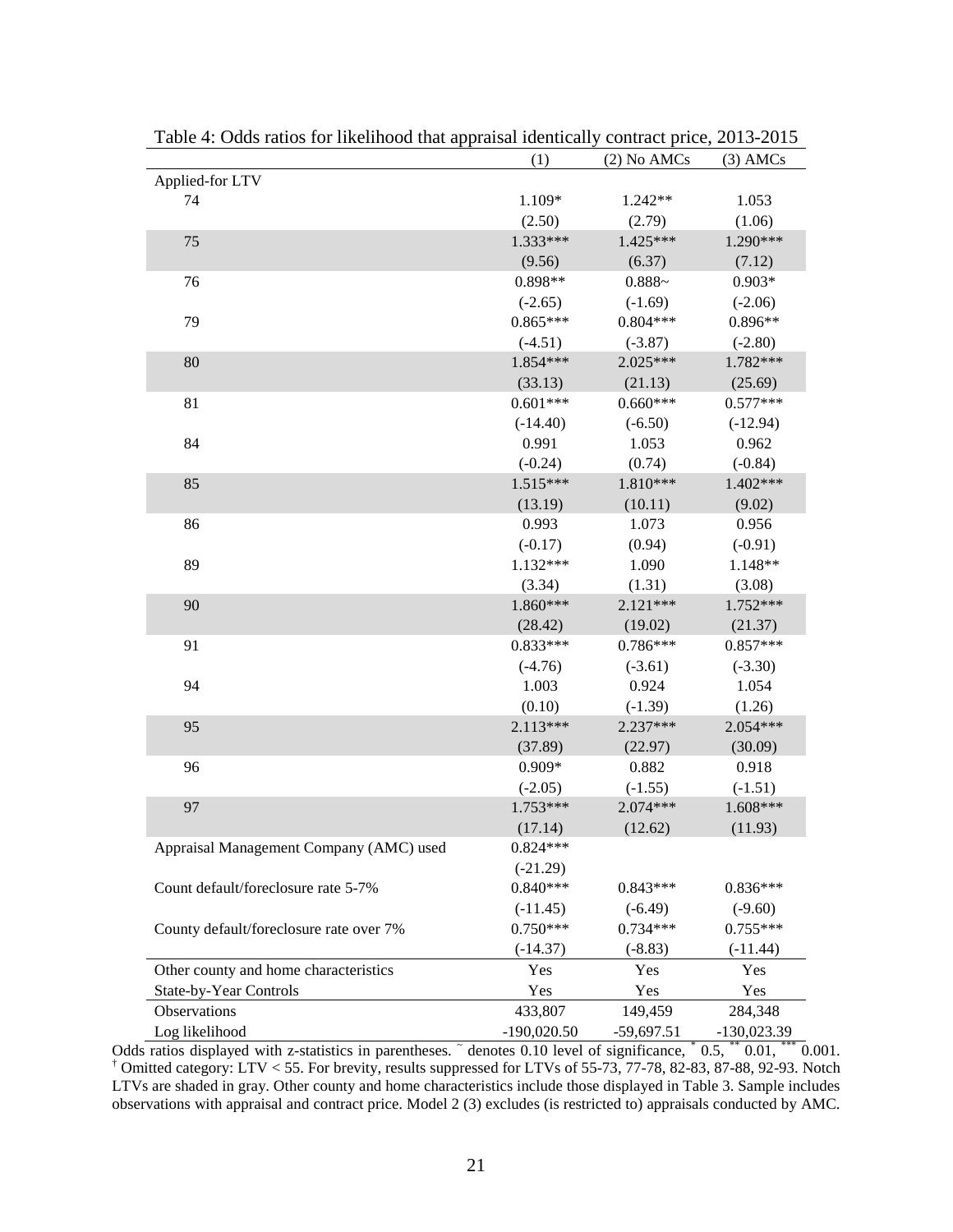Table 4: Odds ratios for likelihood that appraisal identically contract price, 2013-2015

| | (1) | (2) No AMCs | (3) AMCs |
|---|---|---|---|
| Applied-for LTV | | | |
| 74 | 1.109* | 1.242** | 1.053 |
| | (2.50) | (2.79) | (1.06) |
| 75 | 1.333*** | 1.425*** | 1.290*** |
| | (9.56) | (6.37) | (7.12) |
| 76 | 0.898** | 0.888~ | 0.903* |
| | (-2.65) | (-1.69) | (-2.06) |
| 79 | 0.865*** | 0.804*** | 0.896** |
| | (-4.51) | (-3.87) | (-2.80) |
| 80 | 1.854*** | 2.025*** | 1.782*** |
| | (33.13) | (21.13) | (25.69) |
| 81 | 0.601*** | 0.660*** | 0.577*** |
| | (-14.40) | (-6.50) | (-12.94) |
| 84 | 0.991 | 1.053 | 0.962 |
| | (-0.24) | (0.74) | (-0.84) |
| 85 | 1.515*** | 1.810*** | 1.402*** |
| | (13.19) | (10.11) | (9.02) |
| 86 | 0.993 | 1.073 | 0.956 |
| | (-0.17) | (0.94) | (-0.91) |
| 89 | 1.132*** | 1.090 | 1.148** |
| | (3.34) | (1.31) | (3.08) |
| 90 | 1.860*** | 2.121*** | 1.752*** |
| | (28.42) | (19.02) | (21.37) |
| 91 | 0.833*** | 0.786*** | 0.857*** |
| | (-4.76) | (-3.61) | (-3.30) |
| 94 | 1.003 | 0.924 | 1.054 |
| | (0.10) | (-1.39) | (1.26) |
| 95 | 2.113*** | 2.237*** | 2.054*** |
| | (37.89) | (22.97) | (30.09) |
| 96 | 0.909* | 0.882 | 0.918 |
| | (-2.05) | (-1.55) | (-1.51) |
| 97 | 1.753*** | 2.074*** | 1.608*** |
| | (17.14) | (12.62) | (11.93) |
| Appraisal Management Company (AMC) used | 0.824*** | | |
| | (-21.29) | | |
| Count default/foreclosure rate 5-7% | 0.840*** | 0.843*** | 0.836*** |
| | (-11.45) | (-6.49) | (-9.60) |
| County default/foreclosure rate over 7% | 0.750*** | 0.734*** | 0.755*** |
| | (-14.37) | (-8.83) | (-11.44) |
| Other county and home characteristics | Yes | Yes | Yes |
| State-by-Year Controls | Yes | Yes | Yes |
| Observations | 433,807 | 149,459 | 284,348 |
| Log likelihood | -190,020.50 | -59,697.51 | -130,023.39 |

Odds ratios displayed with z-statistics in parentheses. ~ denotes 0.10 level of significance, * 0.5, ** 0.01, *** 0.001. † Omitted category: LTV < 55. For brevity, results suppressed for LTVs of 55-73, 77-78, 82-83, 87-88, 92-93. Notch LTVs are shaded in gray. Other county and home characteristics include those displayed in Table 3. Sample includes observations with appraisal and contract price. Model 2 (3) excludes (is restricted to) appraisals conducted by AMC.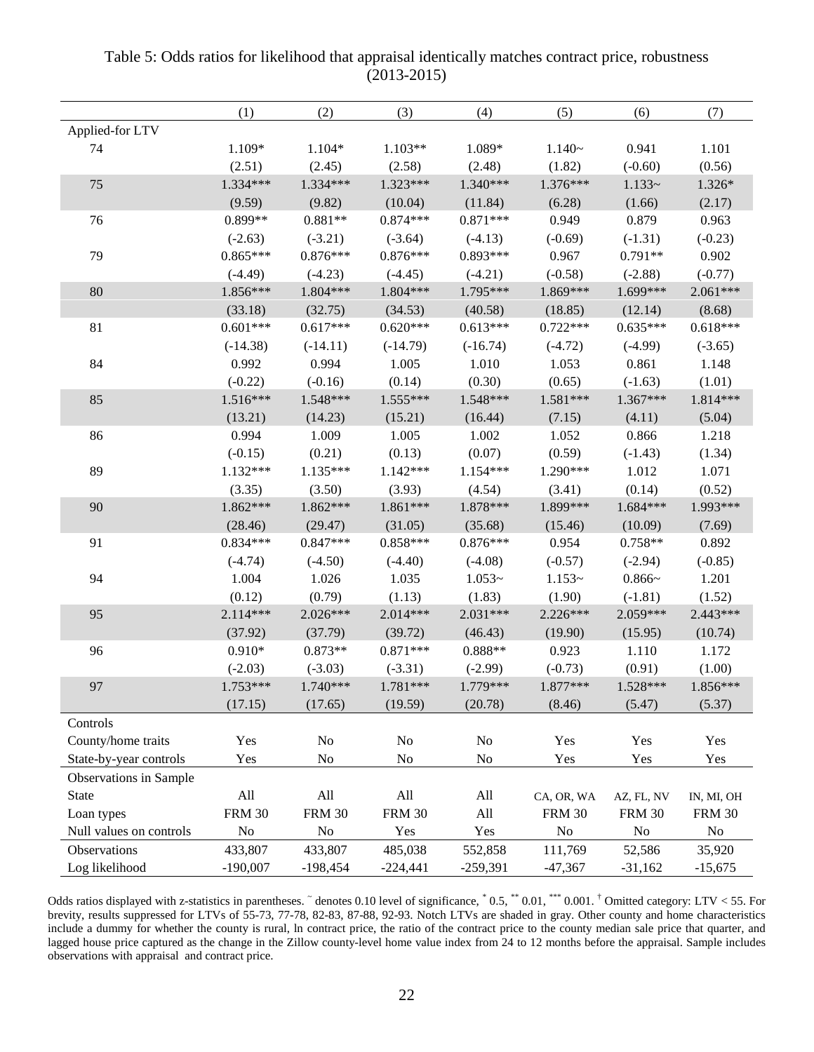Table 5: Odds ratios for likelihood that appraisal identically matches contract price, robustness (2013-2015)

| | (1) | (2) | (3) | (4) | (5) | (6) | (7) |
|---|---|---|---|---|---|---|---|
| Applied-for LTV | | | | | | | |
| 74 | 1.109* | 1.104* | 1.103** | 1.089* | 1.140~ | 0.941 | 1.101 |
| | (2.51) | (2.45) | (2.58) | (2.48) | (1.82) | (-0.60) | (0.56) |
| 75 | 1.334*** | 1.334*** | 1.323*** | 1.340*** | 1.376*** | 1.133~ | 1.326* |
| | (9.59) | (9.82) | (10.04) | (11.84) | (6.28) | (1.66) | (2.17) |
| 76 | 0.899** | 0.881** | 0.874*** | 0.871*** | 0.949 | 0.879 | 0.963 |
| | (-2.63) | (-3.21) | (-3.64) | (-4.13) | (-0.69) | (-1.31) | (-0.23) |
| 79 | 0.865*** | 0.876*** | 0.876*** | 0.893*** | 0.967 | 0.791** | 0.902 |
| | (-4.49) | (-4.23) | (-4.45) | (-4.21) | (-0.58) | (-2.88) | (-0.77) |
| 80 | 1.856*** | 1.804*** | 1.804*** | 1.795*** | 1.869*** | 1.699*** | 2.061*** |
| | (33.18) | (32.75) | (34.53) | (40.58) | (18.85) | (12.14) | (8.68) |
| 81 | 0.601*** | 0.617*** | 0.620*** | 0.613*** | 0.722*** | 0.635*** | 0.618*** |
| | (-14.38) | (-14.11) | (-14.79) | (-16.74) | (-4.72) | (-4.99) | (-3.65) |
| 84 | 0.992 | 0.994 | 1.005 | 1.010 | 1.053 | 0.861 | 1.148 |
| | (-0.22) | (-0.16) | (0.14) | (0.30) | (0.65) | (-1.63) | (1.01) |
| 85 | 1.516*** | 1.548*** | 1.555*** | 1.548*** | 1.581*** | 1.367*** | 1.814*** |
| | (13.21) | (14.23) | (15.21) | (16.44) | (7.15) | (4.11) | (5.04) |
| 86 | 0.994 | 1.009 | 1.005 | 1.002 | 1.052 | 0.866 | 1.218 |
| | (-0.15) | (0.21) | (0.13) | (0.07) | (0.59) | (-1.43) | (1.34) |
| 89 | 1.132*** | 1.135*** | 1.142*** | 1.154*** | 1.290*** | 1.012 | 1.071 |
| | (3.35) | (3.50) | (3.93) | (4.54) | (3.41) | (0.14) | (0.52) |
| 90 | 1.862*** | 1.862*** | 1.861*** | 1.878*** | 1.899*** | 1.684*** | 1.993*** |
| | (28.46) | (29.47) | (31.05) | (35.68) | (15.46) | (10.09) | (7.69) |
| 91 | 0.834*** | 0.847*** | 0.858*** | 0.876*** | 0.954 | 0.758** | 0.892 |
| | (-4.74) | (-4.50) | (-4.40) | (-4.08) | (-0.57) | (-2.94) | (-0.85) |
| 94 | 1.004 | 1.026 | 1.035 | 1.053~ | 1.153~ | 0.866~ | 1.201 |
| | (0.12) | (0.79) | (1.13) | (1.83) | (1.90) | (-1.81) | (1.52) |
| 95 | 2.114*** | 2.026*** | 2.014*** | 2.031*** | 2.226*** | 2.059*** | 2.443*** |
| | (37.92) | (37.79) | (39.72) | (46.43) | (19.90) | (15.95) | (10.74) |
| 96 | 0.910* | 0.873** | 0.871*** | 0.888** | 0.923 | 1.110 | 1.172 |
| | (-2.03) | (-3.03) | (-3.31) | (-2.99) | (-0.73) | (0.91) | (1.00) |
| 97 | 1.753*** | 1.740*** | 1.781*** | 1.779*** | 1.877*** | 1.528*** | 1.856*** |
| | (17.15) | (17.65) | (19.59) | (20.78) | (8.46) | (5.47) | (5.37) |
| Controls | | | | | | | |
| County/home traits | Yes | No | No | No | Yes | Yes | Yes |
| State-by-year controls | Yes | No | No | No | Yes | Yes | Yes |
| Observations in Sample | | | | | | | |
| State | All | All | All | All | CA, OR, WA | AZ, FL, NV | IN, MI, OH |
| Loan types | FRM 30 | FRM 30 | FRM 30 | All | FRM 30 | FRM 30 | FRM 30 |
| Null values on controls | No | No | Yes | Yes | No | No | No |
| Observations | 433,807 | 433,807 | 485,038 | 552,858 | 111,769 | 52,586 | 35,920 |
| Log likelihood | -190,007 | -198,454 | -224,441 | -259,391 | -47,367 | -31,162 | -15,675 |

Odds ratios displayed with z-statistics in parentheses. ~ denotes 0.10 level of significance, * 0.5, ** 0.01, *** 0.001. † Omitted category: LTV < 55. For brevity, results suppressed for LTVs of 55-73, 77-78, 82-83, 87-88, 92-93. Notch LTVs are shaded in gray. Other county and home characteristics include a dummy for whether the county is rural, ln contract price, the ratio of the contract price to the county median sale price that quarter, and lagged house price captured as the change in the Zillow county-level home value index from 24 to 12 months before the appraisal. Sample includes observations with appraisal and contract price.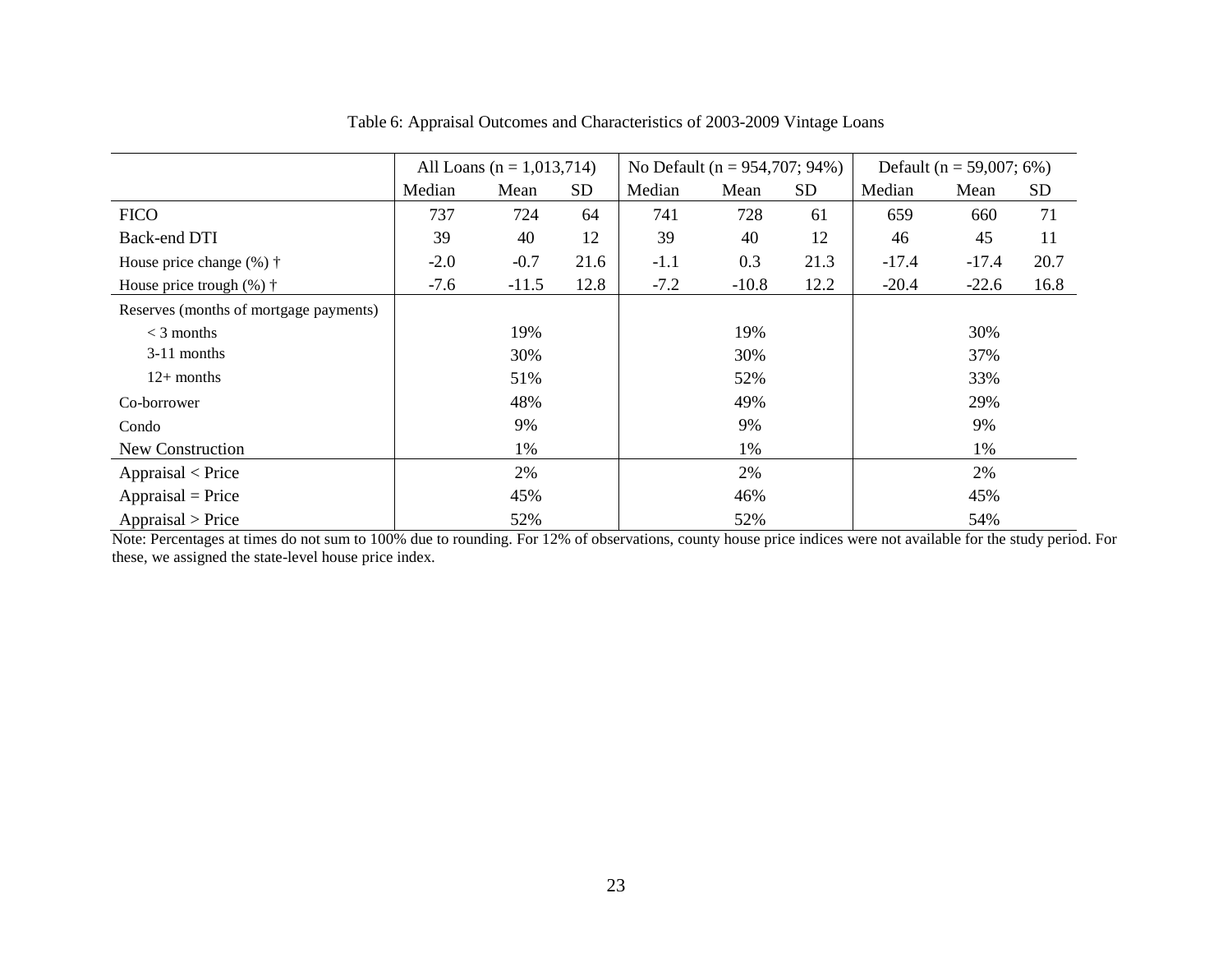Table 6: Appraisal Outcomes and Characteristics of 2003-2009 Vintage Loans

| | All Loans (n = 1,013,714) | | | No Default (n = 954,707; 94%) | | | Default (n = 59,007; 6%) | | |
|---|---|---|---|---|---|---|---|---|---|
| | Median | Mean | SD | Median | Mean | SD | Median | Mean | SD |
| FICO | 737 | 724 | 64 | 741 | 728 | 61 | 659 | 660 | 71 |
| Back-end DTI | 39 | 40 | 12 | 39 | 40 | 12 | 46 | 45 | 11 |
| House price change (%) † | -2.0 | -0.7 | 21.6 | -1.1 | 0.3 | 21.3 | -17.4 | -17.4 | 20.7 |
| House price trough (%) † | -7.6 | -11.5 | 12.8 | -7.2 | -10.8 | 12.2 | -20.4 | -22.6 | 16.8 |
| Reserves (months of mortgage payments) | | | | | | | | | |
| < 3 months | | 19% | | | 19% | | | 30% | |
| 3-11 months | | 30% | | | 30% | | | 37% | |
| 12+ months | | 51% | | | 52% | | | 33% | |
| Co-borrower | | 48% | | | 49% | | | 29% | |
| Condo | | 9% | | | 9% | | | 9% | |
| New Construction | | 1% | | | 1% | | | 1% | |
| Appraisal < Price | | 2% | | | 2% | | | 2% | |
| Appraisal = Price | | 45% | | | 46% | | | 45% | |
| Appraisal > Price | | 52% | | | 52% | | | 54% | |

Note: Percentages at times do not sum to 100% due to rounding. For 12% of observations, county house price indices were not available for the study period. For these, we assigned the state-level house price index.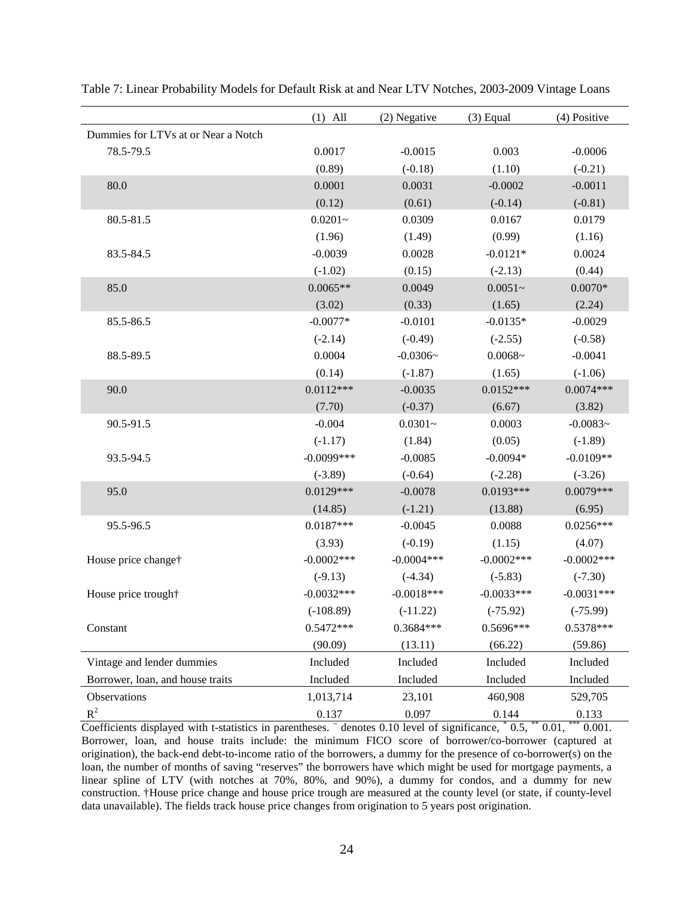Table 7: Linear Probability Models for Default Risk at and Near LTV Notches, 2003-2009 Vintage Loans

| | (1) All | (2) Negative | (3) Equal | (4) Positive |
|---|---|---|---|---|
| Dummies for LTVs at or Near a Notch | | | | |
| 78.5-79.5 | 0.0017 | -0.0015 | 0.003 | -0.0006 |
| | (0.89) | (-0.18) | (1.10) | (-0.21) |
| 80.0 | 0.0001 | 0.0031 | -0.0002 | -0.0011 |
| | (0.12) | (0.61) | (-0.14) | (-0.81) |
| 80.5-81.5 | 0.0201~ | 0.0309 | 0.0167 | 0.0179 |
| | (1.96) | (1.49) | (0.99) | (1.16) |
| 83.5-84.5 | -0.0039 | 0.0028 | -0.0121* | 0.0024 |
| | (-1.02) | (0.15) | (-2.13) | (0.44) |
| 85.0 | 0.0065** | 0.0049 | 0.0051~ | 0.0070* |
| | (3.02) | (0.33) | (1.65) | (2.24) |
| 85.5-86.5 | -0.0077* | -0.0101 | -0.0135* | -0.0029 |
| | (-2.14) | (-0.49) | (-2.55) | (-0.58) |
| 88.5-89.5 | 0.0004 | -0.0306~ | 0.0068~ | -0.0041 |
| | (0.14) | (-1.87) | (1.65) | (-1.06) |
| 90.0 | 0.0112*** | -0.0035 | 0.0152*** | 0.0074*** |
| | (7.70) | (-0.37) | (6.67) | (3.82) |
| 90.5-91.5 | -0.004 | 0.0301~ | 0.0003 | -0.0083~ |
| | (-1.17) | (1.84) | (0.05) | (-1.89) |
| 93.5-94.5 | -0.0099*** | -0.0085 | -0.0094* | -0.0109** |
| | (-3.89) | (-0.64) | (-2.28) | (-3.26) |
| 95.0 | 0.0129*** | -0.0078 | 0.0193*** | 0.0079*** |
| | (14.85) | (-1.21) | (13.88) | (6.95) |
| 95.5-96.5 | 0.0187*** | -0.0045 | 0.0088 | 0.0256*** |
| | (3.93) | (-0.19) | (1.15) | (4.07) |
| House price change† | -0.0002*** | -0.0004*** | -0.0002*** | -0.0002*** |
| | (-9.13) | (-4.34) | (-5.83) | (-7.30) |
| House price trough† | -0.0032*** | -0.0018*** | -0.0033*** | -0.0031*** |
| | (-108.89) | (-11.22) | (-75.92) | (-75.99) |
| Constant | 0.5472*** | 0.3684*** | 0.5696*** | 0.5378*** |
| | (90.09) | (13.11) | (66.22) | (59.86) |
| Vintage and lender dummies | Included | Included | Included | Included |
| Borrower, loan, and house traits | Included | Included | Included | Included |
| Observations | 1,013,714 | 23,101 | 460,908 | 529,705 |
| $R^2$ | 0.137 | 0.097 | 0.144 | 0.133 |

Coefficients displayed with t-statistics in parentheses. ~ denotes 0.10 level of significance, * 0.5, ** 0.01, *** 0.001. Borrower, loan, and house traits include: the minimum FICO score of borrower/co-borrower (captured at origination), the back-end debt-to-income ratio of the borrowers, a dummy for the presence of co-borrower(s) on the loan, the number of months of saving "reserves" the borrowers have which might be used for mortgage payments, a linear spline of LTV (with notches at 70%, 80%, and 90%), a dummy for condos, and a dummy for new construction. †House price change and house price trough are measured at the county level (or state, if county-level data unavailable). The fields track house price changes from origination to 5 years post origination.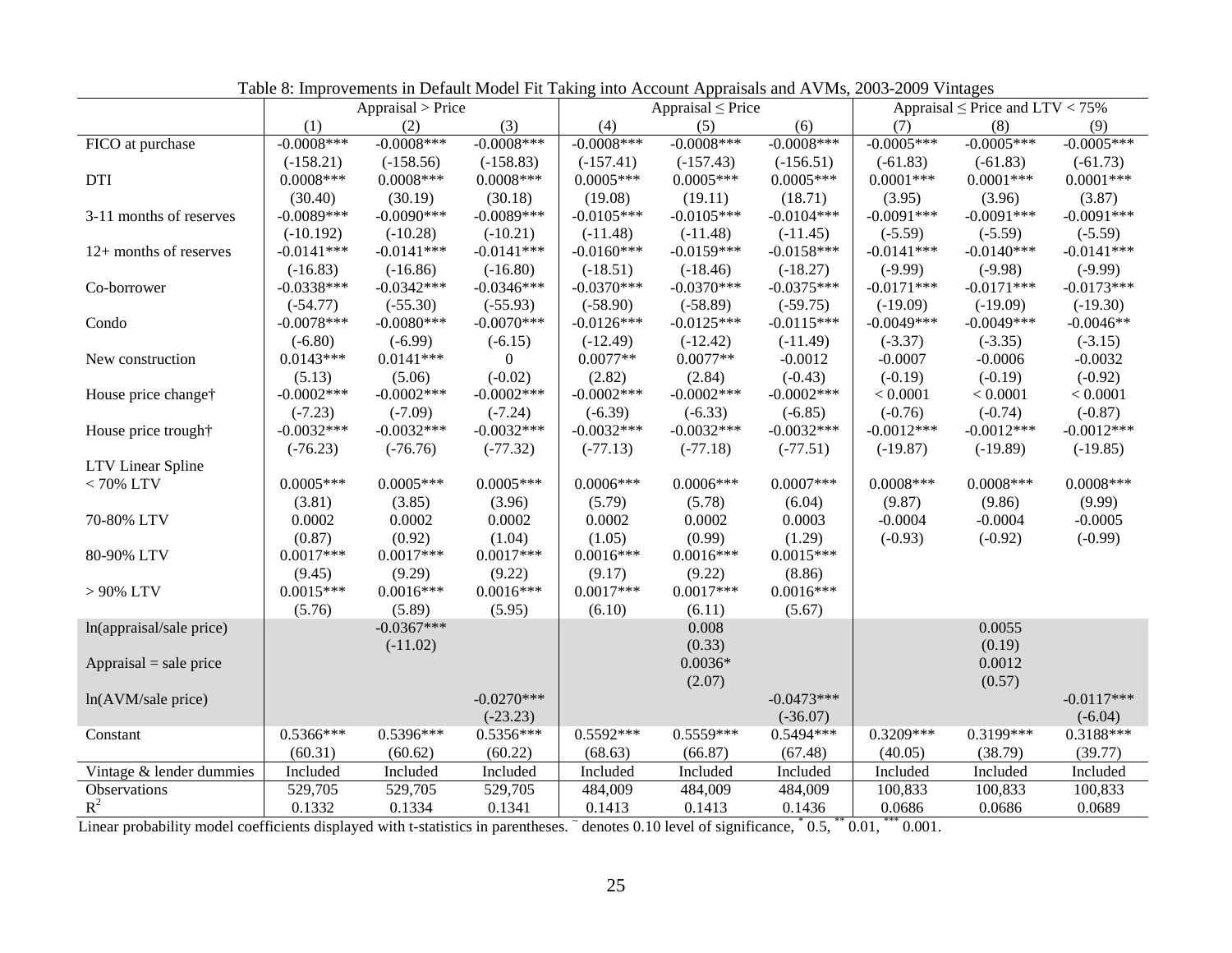Table 8: Improvements in Default Model Fit Taking into Account Appraisals and AVMs, 2003-2009 Vintages

| | Appraisal > Price | | | Appraisal ≤ Price | | | Appraisal ≤ Price and LTV < 75% | | |
|---|---|---|---|---|---|---|---|---|---|
| | (1) | (2) | (3) | (4) | (5) | (6) | (7) | (8) | (9) |
| FICO at purchase | -0.0008*** | -0.0008*** | -0.0008*** | -0.0008*** | -0.0008*** | -0.0008*** | -0.0005*** | -0.0005*** | -0.0005*** |
| | (-158.21) | (-158.56) | (-158.83) | (-157.41) | (-157.43) | (-156.51) | (-61.83) | (-61.83) | (-61.73) |
| DTI | 0.0008*** | 0.0008*** | 0.0008*** | 0.0005*** | 0.0005*** | 0.0005*** | 0.0001*** | 0.0001*** | 0.0001*** |
| | (30.40) | (30.19) | (30.18) | (19.08) | (19.11) | (18.71) | (3.95) | (3.96) | (3.87) |
| 3-11 months of reserves | -0.0089*** | -0.0090*** | -0.0089*** | -0.0105*** | -0.0105*** | -0.0104*** | -0.0091*** | -0.0091*** | -0.0091*** |
| | (-10.192) | (-10.28) | (-10.21) | (-11.48) | (-11.48) | (-11.45) | (-5.59) | (-5.59) | (-5.59) |
| 12+ months of reserves | -0.0141*** | -0.0141*** | -0.0141*** | -0.0160*** | -0.0159*** | -0.0158*** | -0.0141*** | -0.0140*** | -0.0141*** |
| | (-16.83) | (-16.86) | (-16.80) | (-18.51) | (-18.46) | (-18.27) | (-9.99) | (-9.98) | (-9.99) |
| Co-borrower | -0.0338*** | -0.0342*** | -0.0346*** | -0.0370*** | -0.0370*** | -0.0375*** | -0.0171*** | -0.0171*** | -0.0173*** |
| | (-54.77) | (-55.30) | (-55.93) | (-58.90) | (-58.89) | (-59.75) | (-19.09) | (-19.09) | (-19.30) |
| Condo | -0.0078*** | -0.0080*** | -0.0070*** | -0.0126*** | -0.0125*** | -0.0115*** | -0.0049*** | -0.0049*** | -0.0046** |
| | (-6.80) | (-6.99) | (-6.15) | (-12.49) | (-12.42) | (-11.49) | (-3.37) | (-3.35) | (-3.15) |
| New construction | 0.0143*** | 0.0141*** | 0 | 0.0077** | 0.0077** | -0.0012 | -0.0007 | -0.0006 | -0.0032 |
| | (5.13) | (5.06) | (-0.02) | (2.82) | (2.84) | (-0.43) | (-0.19) | (-0.19) | (-0.92) |
| House price change† | -0.0002*** | -0.0002*** | -0.0002*** | -0.0002*** | -0.0002*** | -0.0002*** | < 0.0001 | < 0.0001 | < 0.0001 |
| | (-7.23) | (-7.09) | (-7.24) | (-6.39) | (-6.33) | (-6.85) | (-0.76) | (-0.74) | (-0.87) |
| House price trough† | -0.0032*** | -0.0032*** | -0.0032*** | -0.0032*** | -0.0032*** | -0.0032*** | -0.0012*** | -0.0012*** | -0.0012*** |
| | (-76.23) | (-76.76) | (-77.32) | (-77.13) | (-77.18) | (-77.51) | (-19.87) | (-19.89) | (-19.85) |
| LTV Linear Spline | | | | | | | | | |
| < 70% LTV | 0.0005*** | 0.0005*** | 0.0005*** | 0.0006*** | 0.0006*** | 0.0007*** | 0.0008*** | 0.0008*** | 0.0008*** |
| | (3.81) | (3.85) | (3.96) | (5.79) | (5.78) | (6.04) | (9.87) | (9.86) | (9.99) |
| 70-80% LTV | 0.0002 | 0.0002 | 0.0002 | 0.0002 | 0.0002 | 0.0003 | -0.0004 | -0.0004 | -0.0005 |
| | (0.87) | (0.92) | (1.04) | (1.05) | (0.99) | (1.29) | (-0.93) | (-0.92) | (-0.99) |
| 80-90% LTV | 0.0017*** | 0.0017*** | 0.0017*** | 0.0016*** | 0.0016*** | 0.0015*** | | | |
| | (9.45) | (9.29) | (9.22) | (9.17) | (9.22) | (8.86) | | | |
| > 90% LTV | 0.0015*** | 0.0016*** | 0.0016*** | 0.0017*** | 0.0017*** | 0.0016*** | | | |
| | (5.76) | (5.89) | (5.95) | (6.10) | (6.11) | (5.67) | | | |
| ln(appraisal/sale price) | | -0.0367*** | | | 0.008 | | | 0.0055 | |
| | | (-11.02) | | | (0.33) | | | (0.19) | |
| Appraisal = sale price | | | | | 0.0036* | | | 0.0012 | |
| | | | | | (2.07) | | | (0.57) | |
| ln(AVM/sale price) | | | -0.0270*** | | | -0.0473*** | | | -0.0117*** |
| | | | (-23.23) | | | (-36.07) | | | (-6.04) |
| Constant | 0.5366*** | 0.5396*** | 0.5356*** | 0.5592*** | 0.5559*** | 0.5494*** | 0.3209*** | 0.3199*** | 0.3188*** |
| | (60.31) | (60.62) | (60.22) | (68.63) | (66.87) | (67.48) | (40.05) | (38.79) | (39.77) |
| Vintage & lender dummies | Included | Included | Included | Included | Included | Included | Included | Included | Included |
| Observations | 529,705 | 529,705 | 529,705 | 484,009 | 484,009 | 484,009 | 100,833 | 100,833 | 100,833 |
| $R^2$ | 0.1332 | 0.1334 | 0.1341 | 0.1413 | 0.1413 | 0.1436 | 0.0686 | 0.0686 | 0.0689 |

Linear probability model coefficients displayed with t-statistics in parentheses. ~ denotes 0.10 level of significance, * 0.5, ** 0.01, *** 0.001.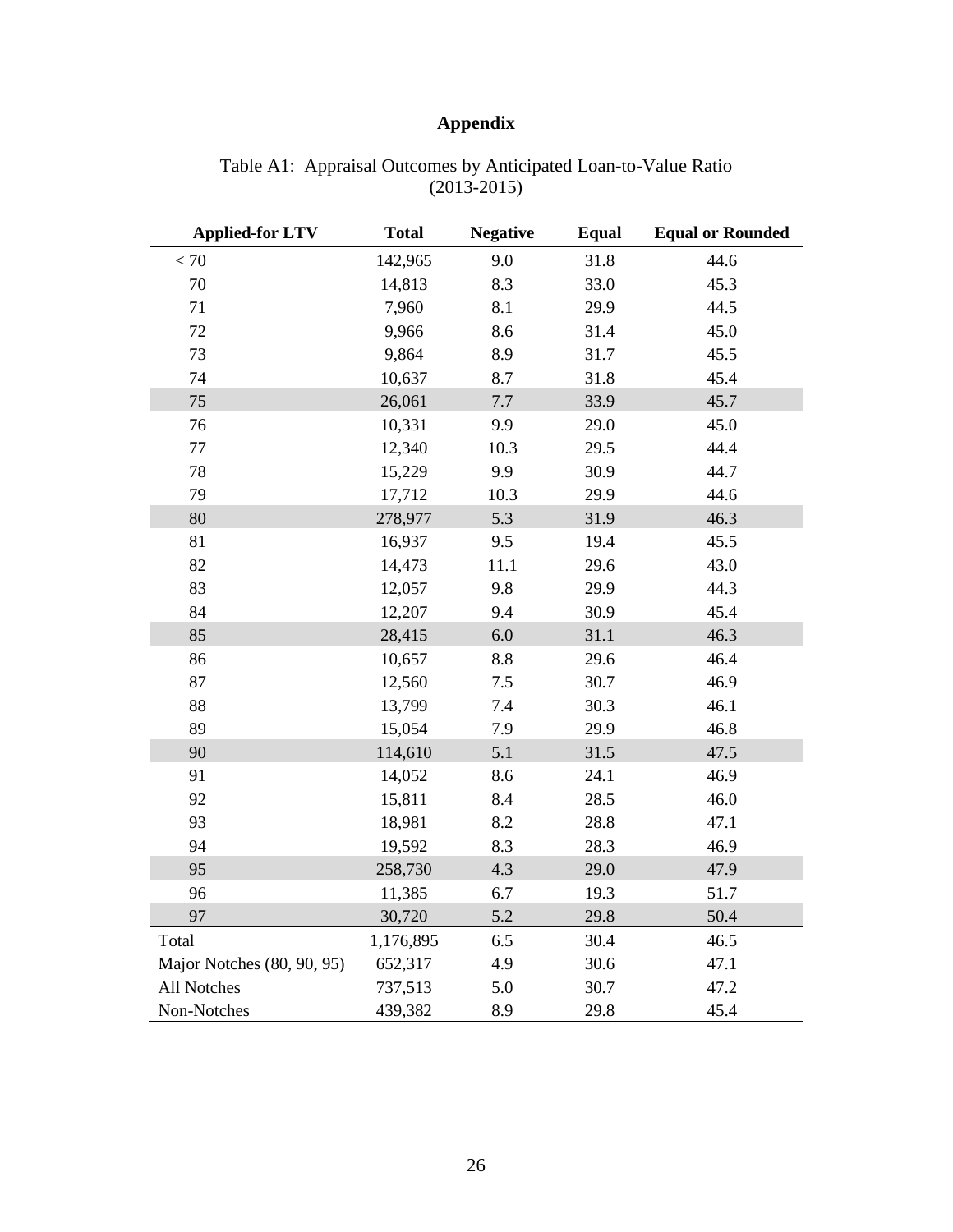# Appendix

Table A1: Appraisal Outcomes by Anticipated Loan-to-Value Ratio (2013-2015)

| Applied-for LTV | Total | Negative | Equal | Equal or Rounded |
|---|---|---|---|---|
| < 70 | 142,965 | 9.0 | 31.8 | 44.6 |
| 70 | 14,813 | 8.3 | 33.0 | 45.3 |
| 71 | 7,960 | 8.1 | 29.9 | 44.5 |
| 72 | 9,966 | 8.6 | 31.4 | 45.0 |
| 73 | 9,864 | 8.9 | 31.7 | 45.5 |
| 74 | 10,637 | 8.7 | 31.8 | 45.4 |
| 75 | 26,061 | 7.7 | 33.9 | 45.7 |
| 76 | 10,331 | 9.9 | 29.0 | 45.0 |
| 77 | 12,340 | 10.3 | 29.5 | 44.4 |
| 78 | 15,229 | 9.9 | 30.9 | 44.7 |
| 79 | 17,712 | 10.3 | 29.9 | 44.6 |
| 80 | 278,977 | 5.3 | 31.9 | 46.3 |
| 81 | 16,937 | 9.5 | 19.4 | 45.5 |
| 82 | 14,473 | 11.1 | 29.6 | 43.0 |
| 83 | 12,057 | 9.8 | 29.9 | 44.3 |
| 84 | 12,207 | 9.4 | 30.9 | 45.4 |
| 85 | 28,415 | 6.0 | 31.1 | 46.3 |
| 86 | 10,657 | 8.8 | 29.6 | 46.4 |
| 87 | 12,560 | 7.5 | 30.7 | 46.9 |
| 88 | 13,799 | 7.4 | 30.3 | 46.1 |
| 89 | 15,054 | 7.9 | 29.9 | 46.8 |
| 90 | 114,610 | 5.1 | 31.5 | 47.5 |
| 91 | 14,052 | 8.6 | 24.1 | 46.9 |
| 92 | 15,811 | 8.4 | 28.5 | 46.0 |
| 93 | 18,981 | 8.2 | 28.8 | 47.1 |
| 94 | 19,592 | 8.3 | 28.3 | 46.9 |
| 95 | 258,730 | 4.3 | 29.0 | 47.9 |
| 96 | 11,385 | 6.7 | 19.3 | 51.7 |
| 97 | 30,720 | 5.2 | 29.8 | 50.4 |
| Total | 1,176,895 | 6.5 | 30.4 | 46.5 |
| Major Notches (80, 90, 95) | 652,317 | 4.9 | 30.6 | 47.1 |
| All Notches | 737,513 | 5.0 | 30.7 | 47.2 |
| Non-Notches | 439,382 | 8.9 | 29.8 | 45.4 |